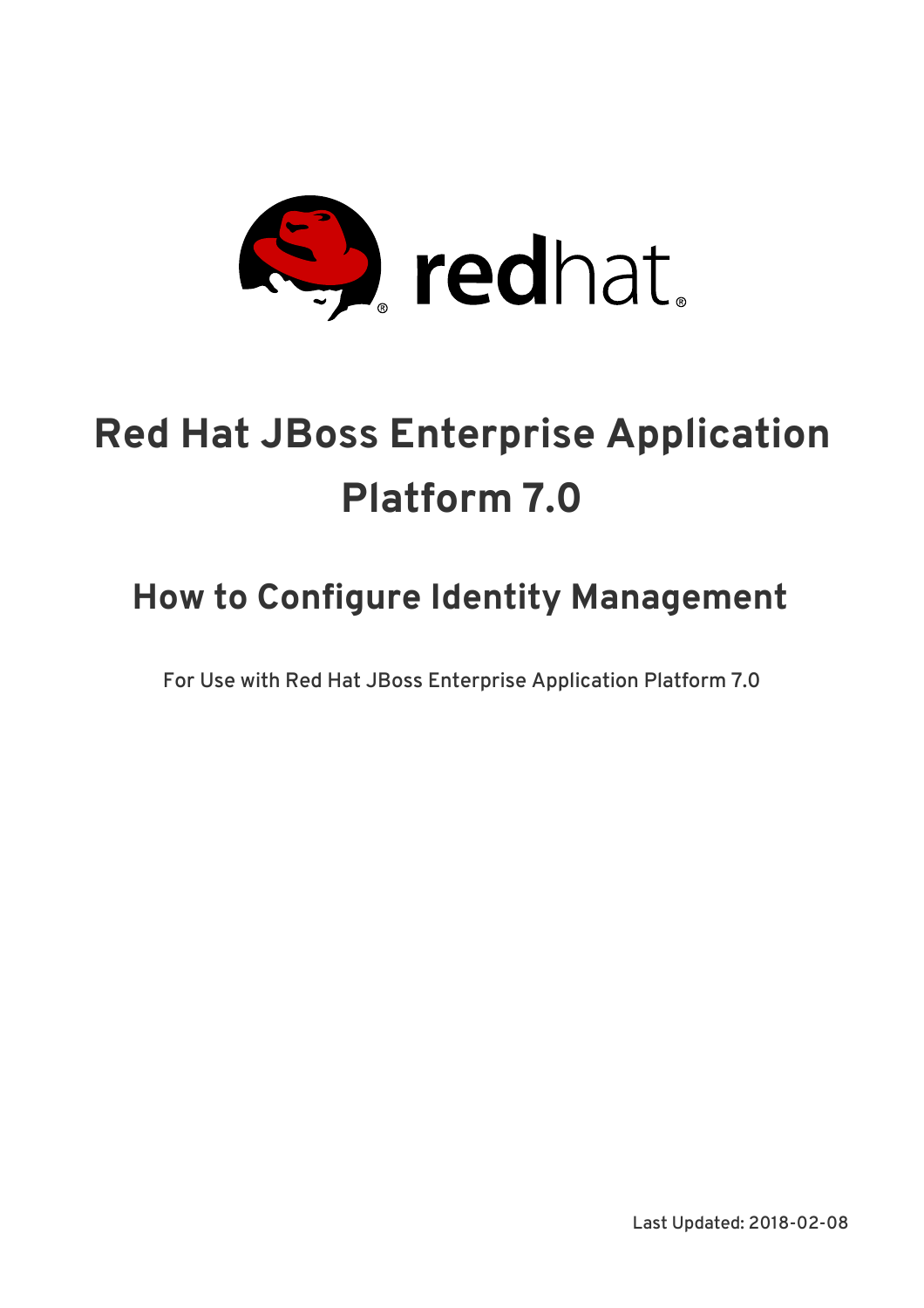# Red Hat JBoss Enterprise Application Platform 7.0

## How to Configure Identity Management

For Use with Red Hat JBoss Enterprise Application Platform 7.0

Last Updated: 2018-02-08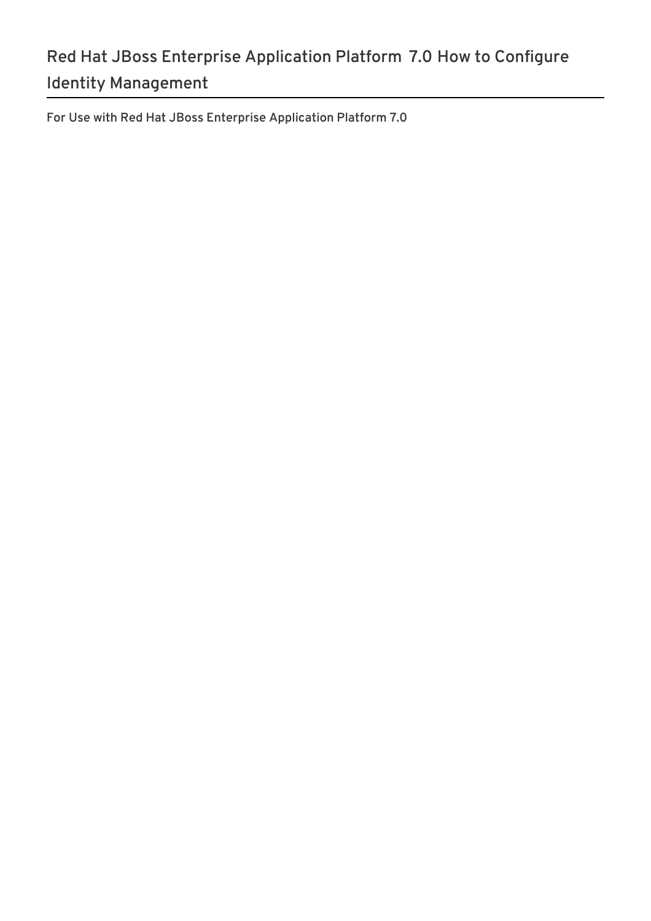# Red Hat JBoss Enterprise Application Platform 7.0 How to Configure Identity Management

For Use with Red Hat JBoss Enterprise Application Platform 7.0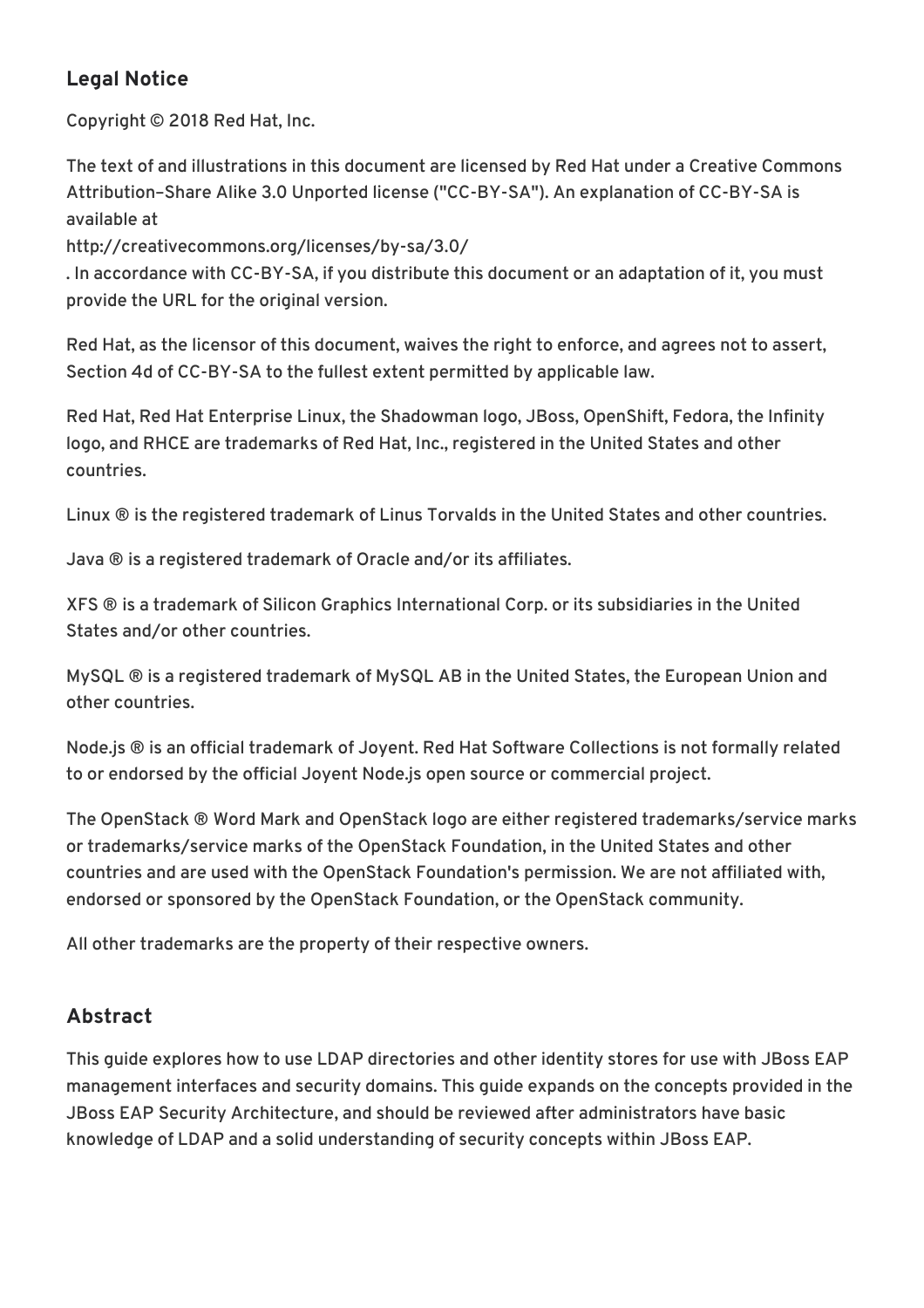## Legal Notice

Copyright © 2018 Red Hat, Inc.

The text of and illustrations in this document are licensed by Red Hat under a Creative Commons Attribution–Share Alike 3.0 Unported license ("CC-BY-SA"). An explanation of CC-BY-SA is available at
http://creativecommons.org/licenses/by-sa/3.0/
. In accordance with CC-BY-SA, if you distribute this document or an adaptation of it, you must provide the URL for the original version.

Red Hat, as the licensor of this document, waives the right to enforce, and agrees not to assert, Section 4d of CC-BY-SA to the fullest extent permitted by applicable law.

Red Hat, Red Hat Enterprise Linux, the Shadowman logo, JBoss, OpenShift, Fedora, the Infinity logo, and RHCE are trademarks of Red Hat, Inc., registered in the United States and other countries.

Linux ® is the registered trademark of Linus Torvalds in the United States and other countries.

Java ® is a registered trademark of Oracle and/or its affiliates.

XFS ® is a trademark of Silicon Graphics International Corp. or its subsidiaries in the United States and/or other countries.

MySQL ® is a registered trademark of MySQL AB in the United States, the European Union and other countries.

Node.js ® is an official trademark of Joyent. Red Hat Software Collections is not formally related to or endorsed by the official Joyent Node.js open source or commercial project.

The OpenStack ® Word Mark and OpenStack logo are either registered trademarks/service marks or trademarks/service marks of the OpenStack Foundation, in the United States and other countries and are used with the OpenStack Foundation's permission. We are not affiliated with, endorsed or sponsored by the OpenStack Foundation, or the OpenStack community.

All other trademarks are the property of their respective owners.

## Abstract

This guide explores how to use LDAP directories and other identity stores for use with JBoss EAP management interfaces and security domains. This guide expands on the concepts provided in the JBoss EAP Security Architecture, and should be reviewed after administrators have basic knowledge of LDAP and a solid understanding of security concepts within JBoss EAP.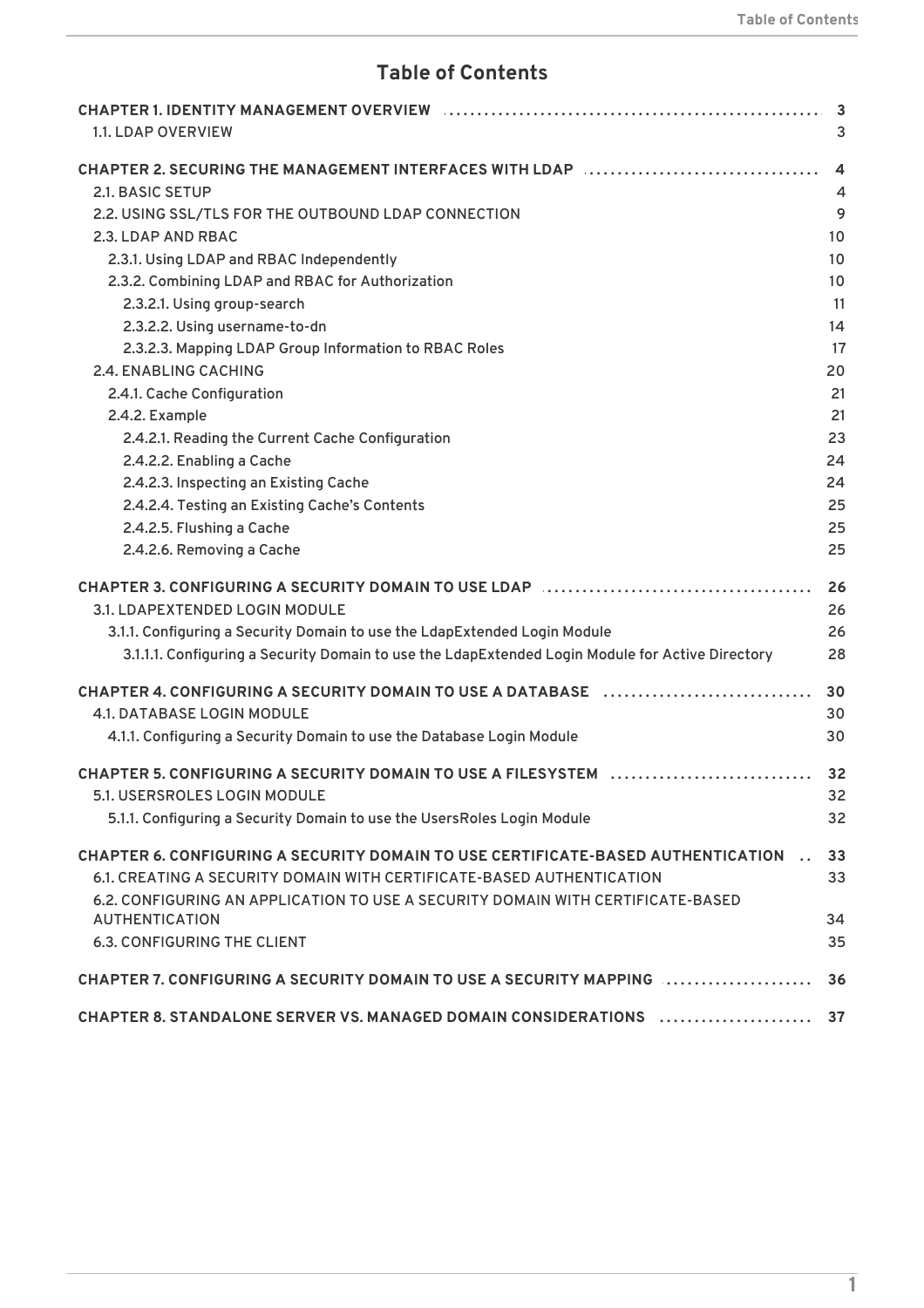# Table of Contents

**CHAPTER 1. IDENTITY MANAGEMENT OVERVIEW** .......... 3
- 1.1. LDAP OVERVIEW 3

**CHAPTER 2. SECURING THE MANAGEMENT INTERFACES WITH LDAP** .......... 4
- 2.1. BASIC SETUP 4
- 2.2. USING SSL/TLS FOR THE OUTBOUND LDAP CONNECTION 9
- 2.3. LDAP AND RBAC 10
  - 2.3.1. Using LDAP and RBAC Independently 10
  - 2.3.2. Combining LDAP and RBAC for Authorization 10
    - 2.3.2.1. Using group-search 11
    - 2.3.2.2. Using username-to-dn 14
    - 2.3.2.3. Mapping LDAP Group Information to RBAC Roles 17
- 2.4. ENABLING CACHING 20
  - 2.4.1. Cache Configuration 21
  - 2.4.2. Example 21
    - 2.4.2.1. Reading the Current Cache Configuration 23
    - 2.4.2.2. Enabling a Cache 24
    - 2.4.2.3. Inspecting an Existing Cache 24
    - 2.4.2.4. Testing an Existing Cache's Contents 25
    - 2.4.2.5. Flushing a Cache 25
    - 2.4.2.6. Removing a Cache 25

**CHAPTER 3. CONFIGURING A SECURITY DOMAIN TO USE LDAP** .......... 26
- 3.1. LDAPEXTENDED LOGIN MODULE 26
  - 3.1.1. Configuring a Security Domain to use the LdapExtended Login Module 26
    - 3.1.1.1. Configuring a Security Domain to use the LdapExtended Login Module for Active Directory 28

**CHAPTER 4. CONFIGURING A SECURITY DOMAIN TO USE A DATABASE** .......... 30
- 4.1. DATABASE LOGIN MODULE 30
  - 4.1.1. Configuring a Security Domain to use the Database Login Module 30

**CHAPTER 5. CONFIGURING A SECURITY DOMAIN TO USE A FILESYSTEM** .......... 32
- 5.1. USERSROLES LOGIN MODULE 32
  - 5.1.1. Configuring a Security Domain to use the UsersRoles Login Module 32

**CHAPTER 6. CONFIGURING A SECURITY DOMAIN TO USE CERTIFICATE-BASED AUTHENTICATION** .. 33
- 6.1. CREATING A SECURITY DOMAIN WITH CERTIFICATE-BASED AUTHENTICATION 33
- 6.2. CONFIGURING AN APPLICATION TO USE A SECURITY DOMAIN WITH CERTIFICATE-BASED AUTHENTICATION 34
- 6.3. CONFIGURING THE CLIENT 35

**CHAPTER 7. CONFIGURING A SECURITY DOMAIN TO USE A SECURITY MAPPING** .......... 36

**CHAPTER 8. STANDALONE SERVER VS. MANAGED DOMAIN CONSIDERATIONS** .......... 37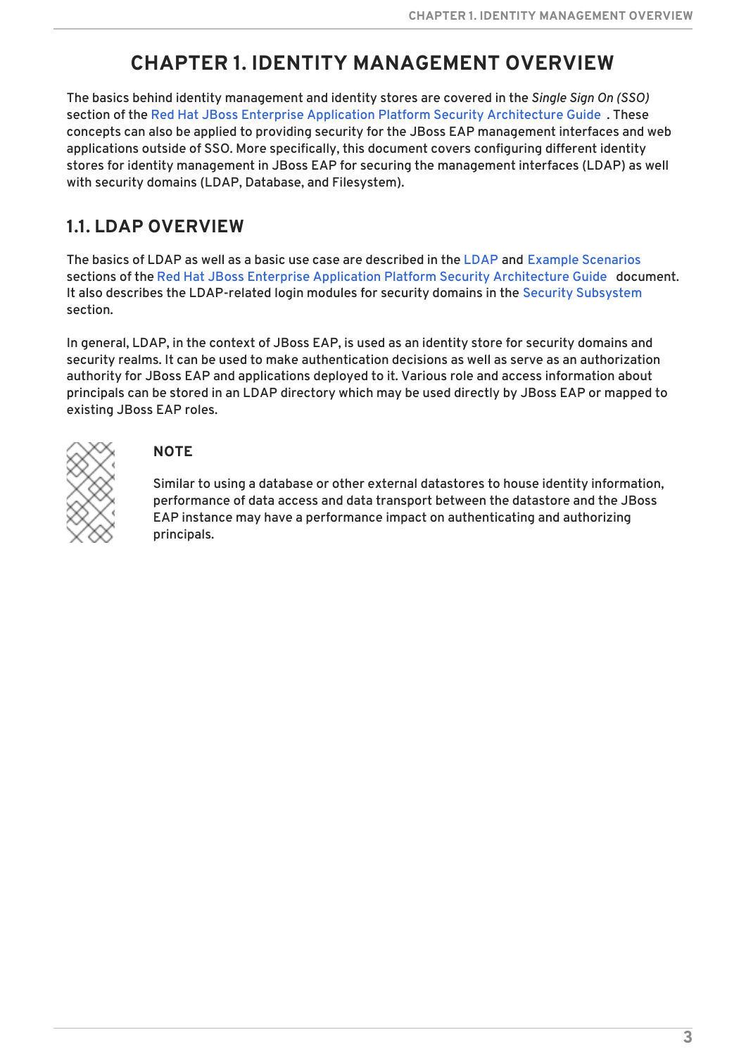# CHAPTER 1. IDENTITY MANAGEMENT OVERVIEW

The basics behind identity management and identity stores are covered in the *Single Sign On (SSO)* section of the Red Hat JBoss Enterprise Application Platform Security Architecture Guide . These concepts can also be applied to providing security for the JBoss EAP management interfaces and web applications outside of SSO. More specifically, this document covers configuring different identity stores for identity management in JBoss EAP for securing the management interfaces (LDAP) as well with security domains (LDAP, Database, and Filesystem).

## 1.1. LDAP OVERVIEW

The basics of LDAP as well as a basic use case are described in the LDAP and Example Scenarios sections of the Red Hat JBoss Enterprise Application Platform Security Architecture Guide document. It also describes the LDAP-related login modules for security domains in the Security Subsystem section.

In general, LDAP, in the context of JBoss EAP, is used as an identity store for security domains and security realms. It can be used to make authentication decisions as well as serve as an authorization authority for JBoss EAP and applications deployed to it. Various role and access information about principals can be stored in an LDAP directory which may be used directly by JBoss EAP or mapped to existing JBoss EAP roles.

> **NOTE**
>
> Similar to using a database or other external datastores to house identity information, performance of data access and data transport between the datastore and the JBoss EAP instance may have a performance impact on authenticating and authorizing principals.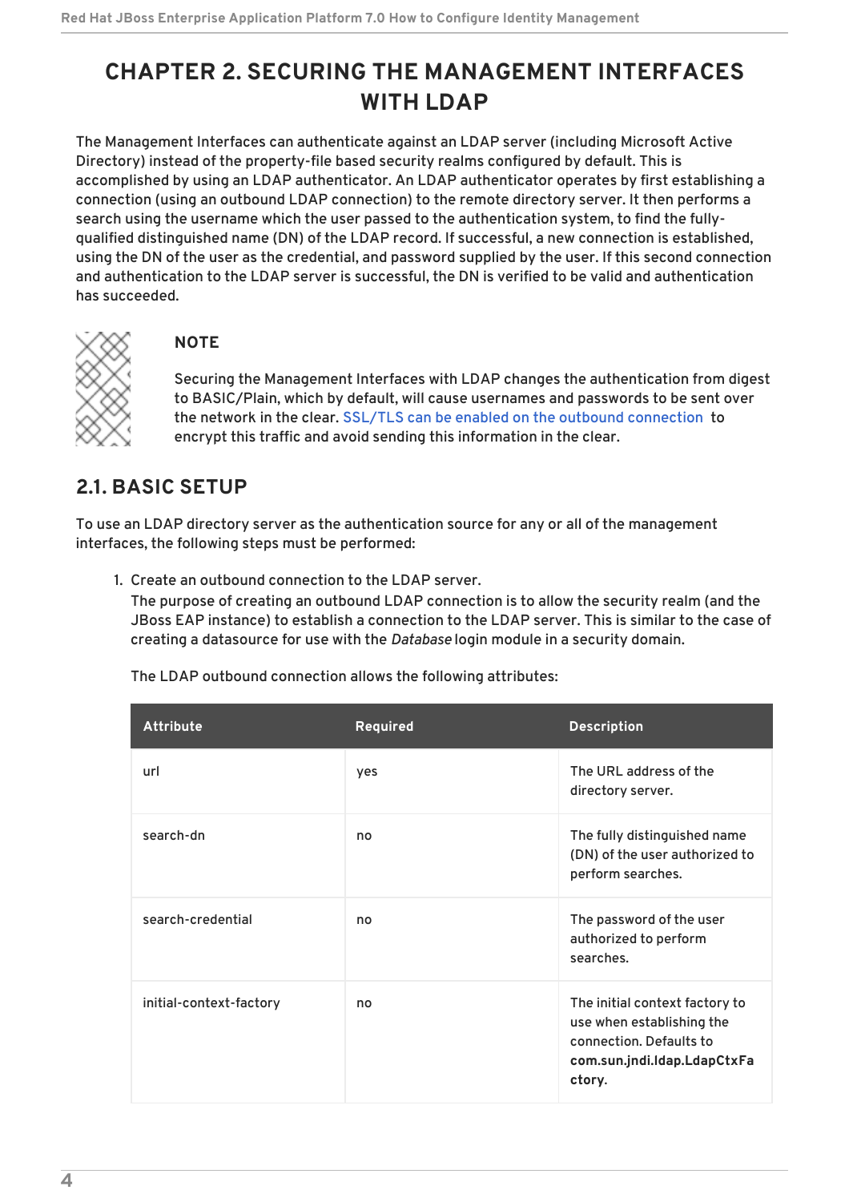# CHAPTER 2. SECURING THE MANAGEMENT INTERFACES WITH LDAP

The Management Interfaces can authenticate against an LDAP server (including Microsoft Active Directory) instead of the property-file based security realms configured by default. This is accomplished by using an LDAP authenticator. An LDAP authenticator operates by first establishing a connection (using an outbound LDAP connection) to the remote directory server. It then performs a search using the username which the user passed to the authentication system, to find the fully-qualified distinguished name (DN) of the LDAP record. If successful, a new connection is established, using the DN of the user as the credential, and password supplied by the user. If this second connection and authentication to the LDAP server is successful, the DN is verified to be valid and authentication has succeeded.

> **NOTE**
>
> Securing the Management Interfaces with LDAP changes the authentication from digest to BASIC/Plain, which by default, will cause usernames and passwords to be sent over the network in the clear. SSL/TLS can be enabled on the outbound connection to encrypt this traffic and avoid sending this information in the clear.

## 2.1. BASIC SETUP

To use an LDAP directory server as the authentication source for any or all of the management interfaces, the following steps must be performed:

1. Create an outbound connection to the LDAP server.
   The purpose of creating an outbound LDAP connection is to allow the security realm (and the JBoss EAP instance) to establish a connection to the LDAP server. This is similar to the case of creating a datasource for use with the *Database* login module in a security domain.

   The LDAP outbound connection allows the following attributes:

| Attribute | Required | Description |
|---|---|---|
| url | yes | The URL address of the directory server. |
| search-dn | no | The fully distinguished name (DN) of the user authorized to perform searches. |
| search-credential | no | The password of the user authorized to perform searches. |
| initial-context-factory | no | The initial context factory to use when establishing the connection. Defaults to **com.sun.jndi.ldap.LdapCtxFactory**. |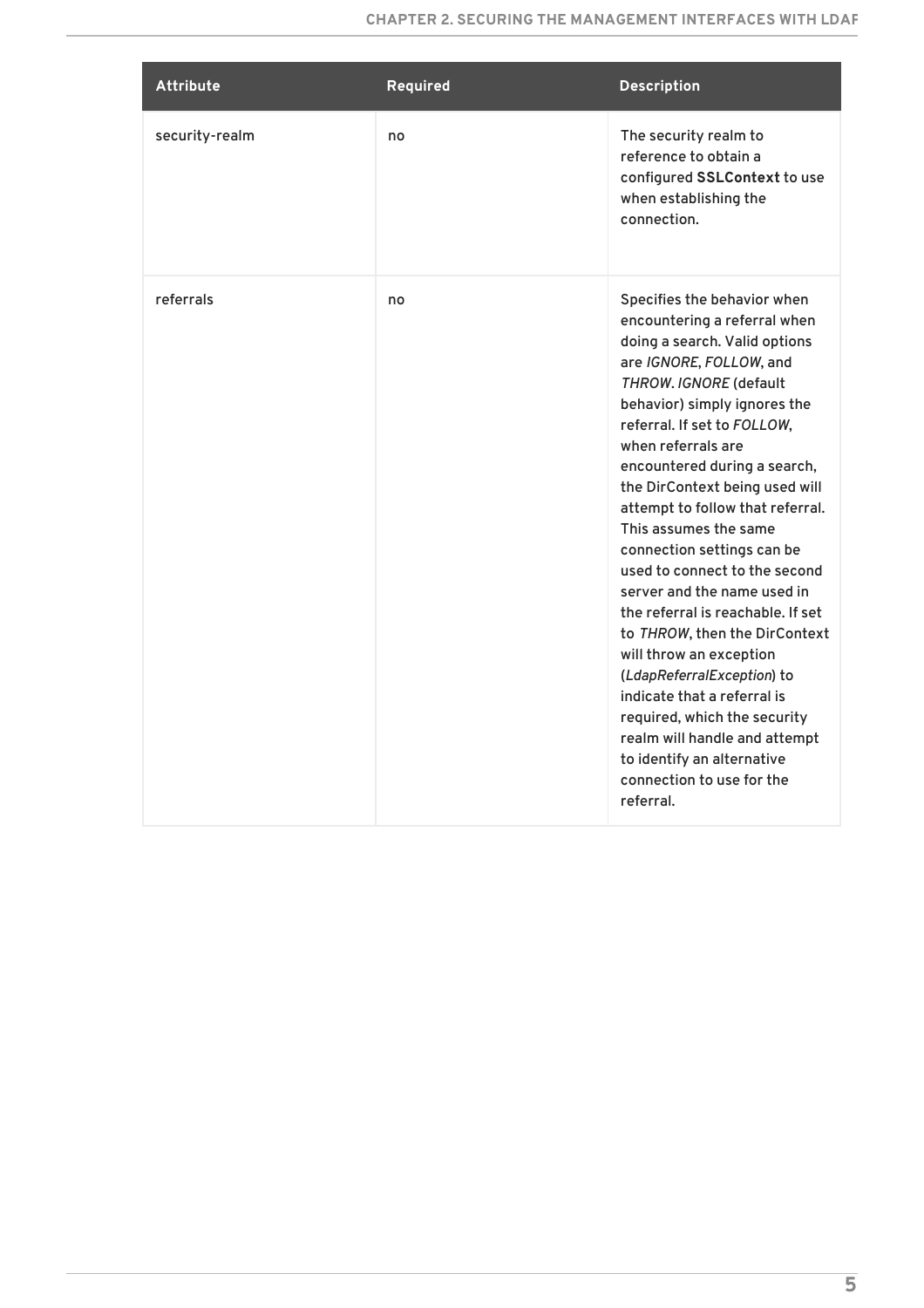| Attribute | Required | Description |
| --- | --- | --- |
| security-realm | no | The security realm to reference to obtain a configured **SSLContext** to use when establishing the connection. |
| referrals | no | Specifies the behavior when encountering a referral when doing a search. Valid options are *IGNORE*, *FOLLOW*, and *THROW*. *IGNORE* (default behavior) simply ignores the referral. If set to *FOLLOW*, when referrals are encountered during a search, the DirContext being used will attempt to follow that referral. This assumes the same connection settings can be used to connect to the second server and the name used in the referral is reachable. If set to *THROW*, then the DirContext will throw an exception (*LdapReferralException*) to indicate that a referral is required, which the security realm will handle and attempt to identify an alternative connection to use for the referral. |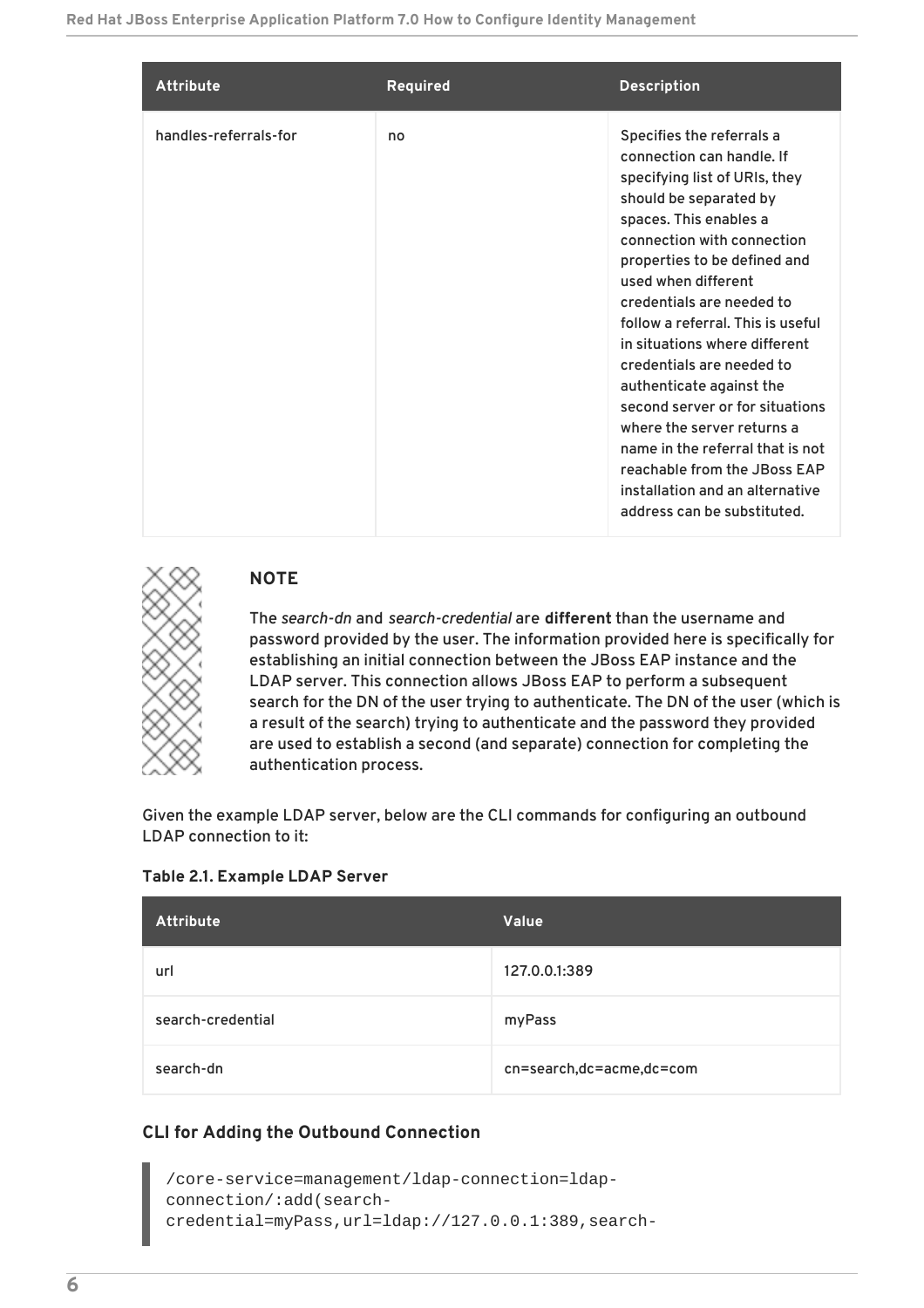| Attribute | Required | Description |
| --- | --- | --- |
| handles-referrals-for | no | Specifies the referrals a connection can handle. If specifying list of URIs, they should be separated by spaces. This enables a connection with connection properties to be defined and used when different credentials are needed to follow a referral. This is useful in situations where different credentials are needed to authenticate against the second server or for situations where the server returns a name in the referral that is not reachable from the JBoss EAP installation and an alternative address can be substituted. |

> **NOTE**
>
> The *search-dn* and *search-credential* are **different** than the username and password provided by the user. The information provided here is specifically for establishing an initial connection between the JBoss EAP instance and the LDAP server. This connection allows JBoss EAP to perform a subsequent search for the DN of the user trying to authenticate. The DN of the user (which is a result of the search) trying to authenticate and the password they provided are used to establish a second (and separate) connection for completing the authentication process.

Given the example LDAP server, below are the CLI commands for configuring an outbound LDAP connection to it:

**Table 2.1. Example LDAP Server**

| Attribute | Value |
| --- | --- |
| url | 127.0.0.1:389 |
| search-credential | myPass |
| search-dn | cn=search,dc=acme,dc=com |

**CLI for Adding the Outbound Connection**

```
/core-service=management/ldap-connection=ldap-
connection/:add(search-
credential=myPass,url=ldap://127.0.0.1:389,search-
```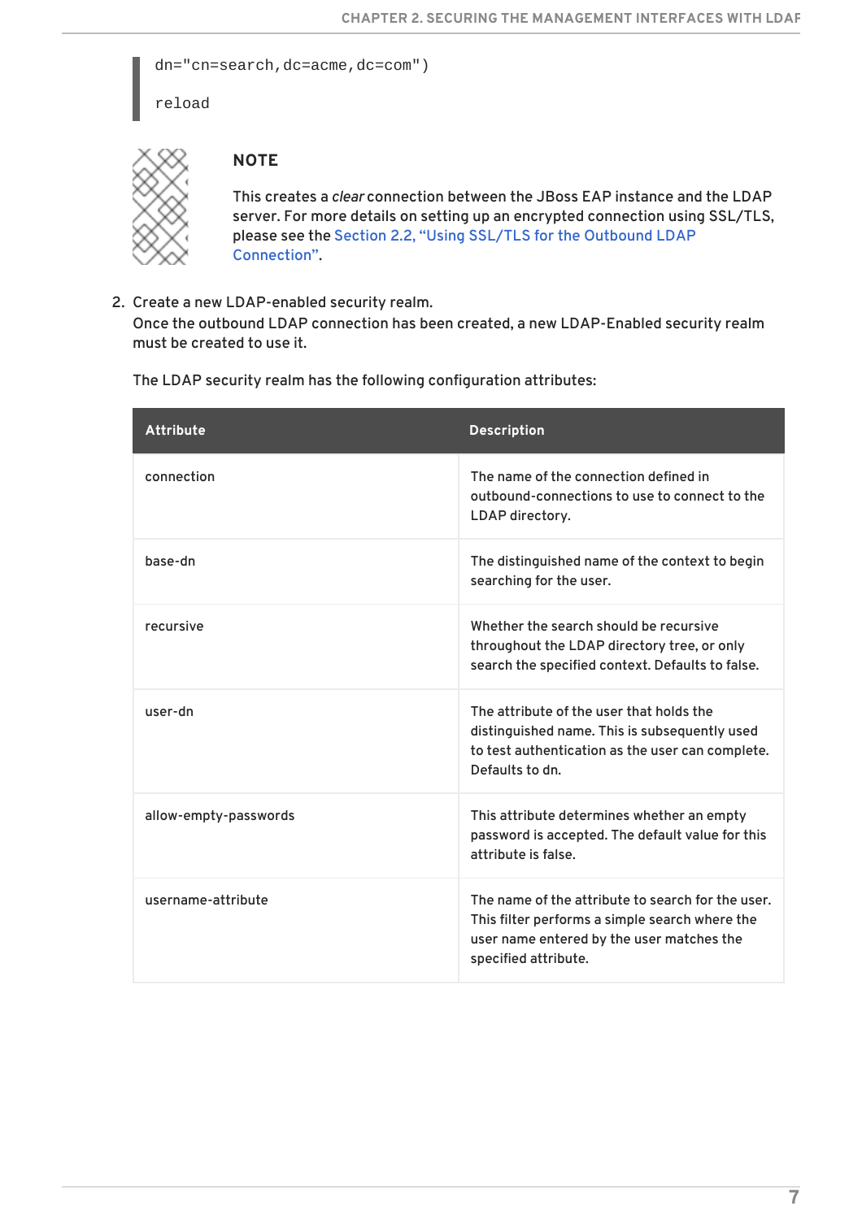```
dn="cn=search,dc=acme,dc=com")

reload
```

> **NOTE**
>
> This creates a *clear* connection between the JBoss EAP instance and the LDAP server. For more details on setting up an encrypted connection using SSL/TLS, please see the Section 2.2, "Using SSL/TLS for the Outbound LDAP Connection".

2. Create a new LDAP-enabled security realm.
   Once the outbound LDAP connection has been created, a new LDAP-Enabled security realm must be created to use it.

   The LDAP security realm has the following configuration attributes:

| Attribute | Description |
| --- | --- |
| connection | The name of the connection defined in outbound-connections to use to connect to the LDAP directory. |
| base-dn | The distinguished name of the context to begin searching for the user. |
| recursive | Whether the search should be recursive throughout the LDAP directory tree, or only search the specified context. Defaults to false. |
| user-dn | The attribute of the user that holds the distinguished name. This is subsequently used to test authentication as the user can complete. Defaults to dn. |
| allow-empty-passwords | This attribute determines whether an empty password is accepted. The default value for this attribute is false. |
| username-attribute | The name of the attribute to search for the user. This filter performs a simple search where the user name entered by the user matches the specified attribute. |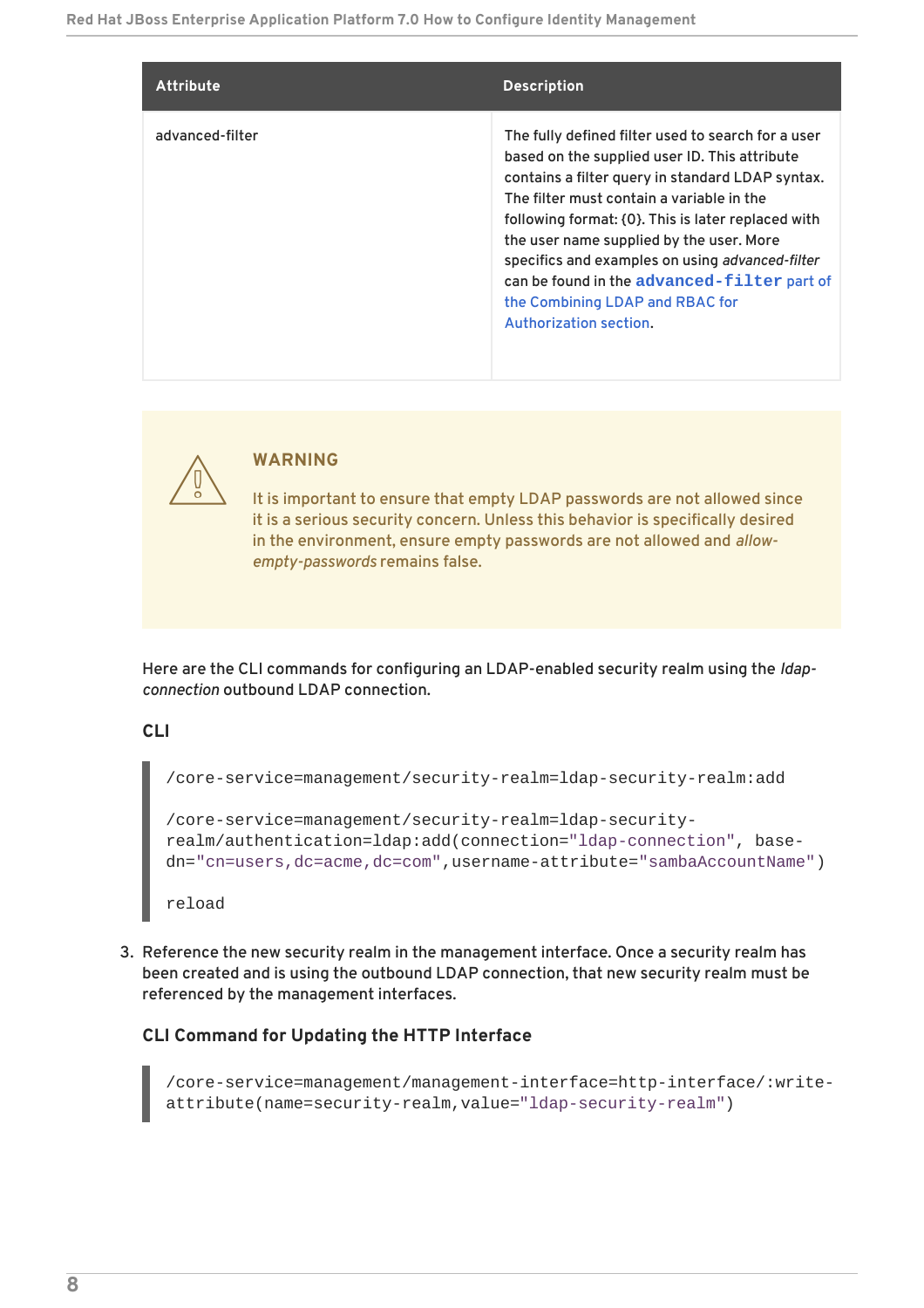| Attribute | Description |
| --- | --- |
| advanced-filter | The fully defined filter used to search for a user based on the supplied user ID. This attribute contains a filter query in standard LDAP syntax. The filter must contain a variable in the following format: {0}. This is later replaced with the user name supplied by the user. More specifics and examples on using *advanced-filter* can be found in the `advanced-filter` part of the Combining LDAP and RBAC for Authorization section. |

> **WARNING**
>
> It is important to ensure that empty LDAP passwords are not allowed since it is a serious security concern. Unless this behavior is specifically desired in the environment, ensure empty passwords are not allowed and *allow-empty-passwords* remains false.

Here are the CLI commands for configuring an LDAP-enabled security realm using the *ldap-connection* outbound LDAP connection.

**CLI**

```
/core-service=management/security-realm=ldap-security-realm:add

/core-service=management/security-realm=ldap-security-realm/authentication=ldap:add(connection="ldap-connection", base-dn="cn=users,dc=acme,dc=com",username-attribute="sambaAccountName")

reload
```

3. Reference the new security realm in the management interface. Once a security realm has been created and is using the outbound LDAP connection, that new security realm must be referenced by the management interfaces.

**CLI Command for Updating the HTTP Interface**

```
/core-service=management/management-interface=http-interface/:write-attribute(name=security-realm,value="ldap-security-realm")
```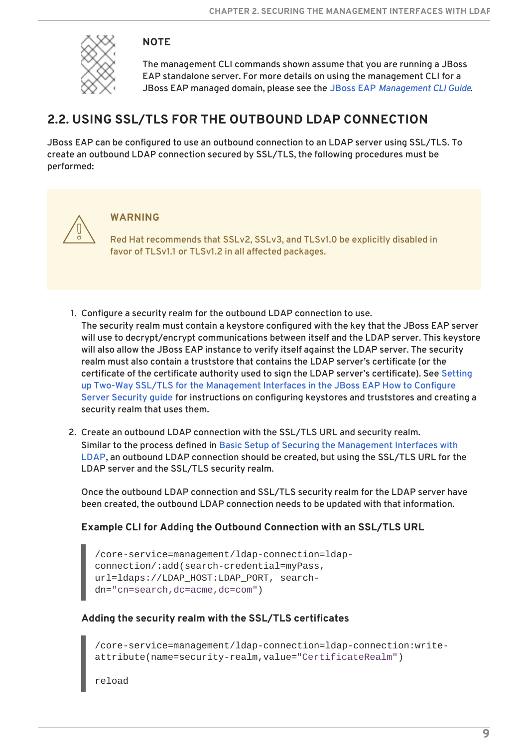> **NOTE**
>
> The management CLI commands shown assume that you are running a JBoss EAP standalone server. For more details on using the management CLI for a JBoss EAP managed domain, please see the JBoss EAP *Management CLI Guide*.

## 2.2. USING SSL/TLS FOR THE OUTBOUND LDAP CONNECTION

JBoss EAP can be configured to use an outbound connection to an LDAP server using SSL/TLS. To create an outbound LDAP connection secured by SSL/TLS, the following procedures must be performed:

> **WARNING**
>
> Red Hat recommends that SSLv2, SSLv3, and TLSv1.0 be explicitly disabled in favor of TLSv1.1 or TLSv1.2 in all affected packages.

1. Configure a security realm for the outbound LDAP connection to use.
   The security realm must contain a keystore configured with the key that the JBoss EAP server will use to decrypt/encrypt communications between itself and the LDAP server. This keystore will also allow the JBoss EAP instance to verify itself against the LDAP server. The security realm must also contain a truststore that contains the LDAP server's certificate (or the certificate of the certificate authority used to sign the LDAP server's certificate). See Setting up Two-Way SSL/TLS for the Management Interfaces in the JBoss EAP How to Configure Server Security guide for instructions on configuring keystores and truststores and creating a security realm that uses them.

2. Create an outbound LDAP connection with the SSL/TLS URL and security realm.
   Similar to the process defined in Basic Setup of Securing the Management Interfaces with LDAP, an outbound LDAP connection should be created, but using the SSL/TLS URL for the LDAP server and the SSL/TLS security realm.

   Once the outbound LDAP connection and SSL/TLS security realm for the LDAP server have been created, the outbound LDAP connection needs to be updated with that information.

   **Example CLI for Adding the Outbound Connection with an SSL/TLS URL**

   ```
   /core-service=management/ldap-connection=ldap-connection/:add(search-credential=myPass, url=ldaps://LDAP_HOST:LDAP_PORT, search-dn="cn=search,dc=acme,dc=com")
   ```

   **Adding the security realm with the SSL/TLS certificates**

   ```
   /core-service=management/ldap-connection=ldap-connection:write-attribute(name=security-realm,value="CertificateRealm")

   reload
   ```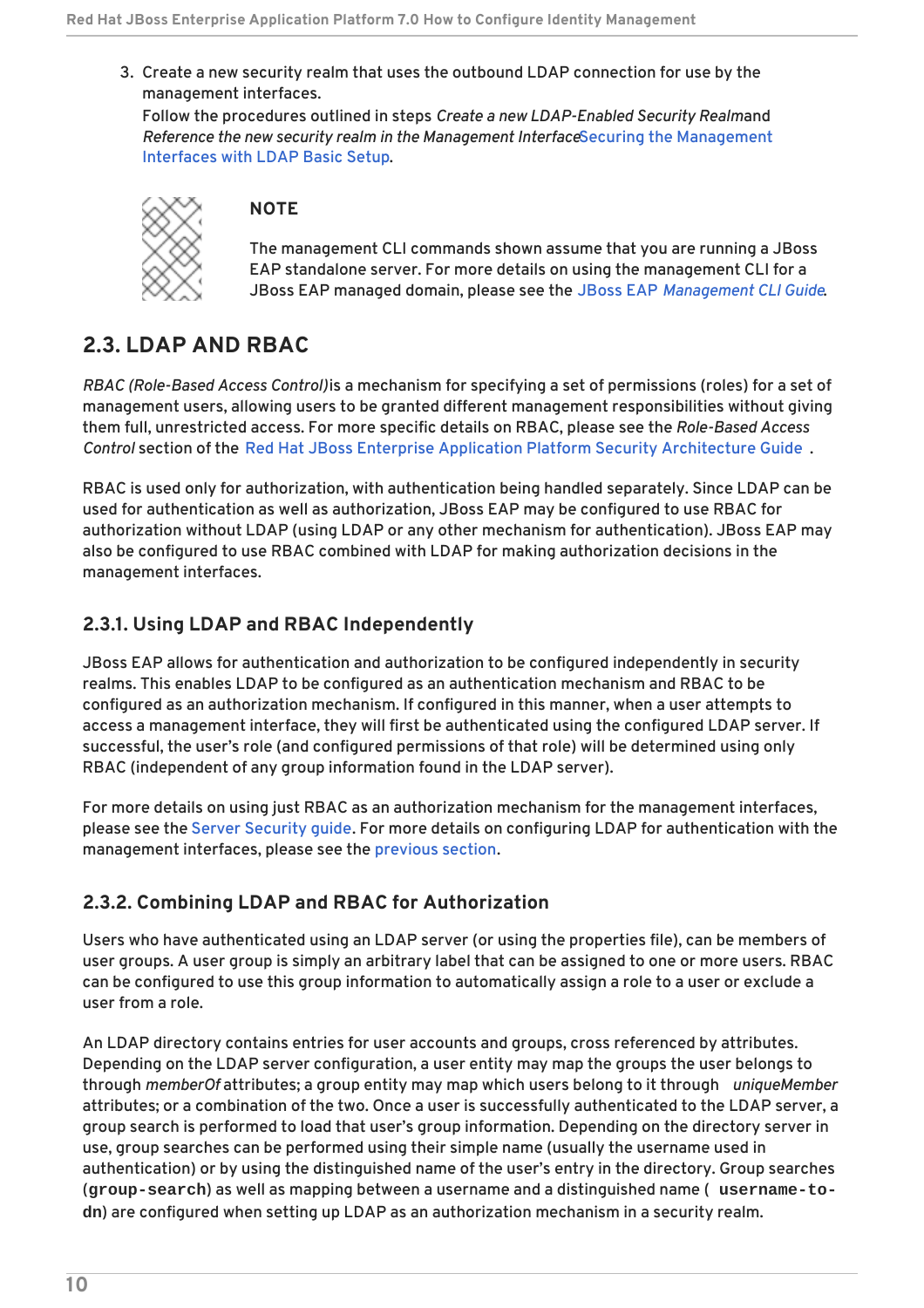3. Create a new security realm that uses the outbound LDAP connection for use by the management interfaces.
   Follow the procedures outlined in steps *Create a new LDAP-Enabled Security Realm*and *Reference the new security realm in the Management Interface*Securing the Management Interfaces with LDAP Basic Setup.

> **NOTE**
>
> The management CLI commands shown assume that you are running a JBoss EAP standalone server. For more details on using the management CLI for a JBoss EAP managed domain, please see the JBoss EAP *Management CLI Guide*.

## 2.3. LDAP AND RBAC

*RBAC (Role-Based Access Control)*is a mechanism for specifying a set of permissions (roles) for a set of management users, allowing users to be granted different management responsibilities without giving them full, unrestricted access. For more specific details on RBAC, please see the *Role-Based Access Control* section of the Red Hat JBoss Enterprise Application Platform Security Architecture Guide .

RBAC is used only for authorization, with authentication being handled separately. Since LDAP can be used for authentication as well as authorization, JBoss EAP may be configured to use RBAC for authorization without LDAP (using LDAP or any other mechanism for authentication). JBoss EAP may also be configured to use RBAC combined with LDAP for making authorization decisions in the management interfaces.

### 2.3.1. Using LDAP and RBAC Independently

JBoss EAP allows for authentication and authorization to be configured independently in security realms. This enables LDAP to be configured as an authentication mechanism and RBAC to be configured as an authorization mechanism. If configured in this manner, when a user attempts to access a management interface, they will first be authenticated using the configured LDAP server. If successful, the user's role (and configured permissions of that role) will be determined using only RBAC (independent of any group information found in the LDAP server).

For more details on using just RBAC as an authorization mechanism for the management interfaces, please see the Server Security guide. For more details on configuring LDAP for authentication with the management interfaces, please see the previous section.

### 2.3.2. Combining LDAP and RBAC for Authorization

Users who have authenticated using an LDAP server (or using the properties file), can be members of user groups. A user group is simply an arbitrary label that can be assigned to one or more users. RBAC can be configured to use this group information to automatically assign a role to a user or exclude a user from a role.

An LDAP directory contains entries for user accounts and groups, cross referenced by attributes. Depending on the LDAP server configuration, a user entity may map the groups the user belongs to through *memberOf* attributes; a group entity may map which users belong to it through *uniqueMember* attributes; or a combination of the two. Once a user is successfully authenticated to the LDAP server, a group search is performed to load that user's group information. Depending on the directory server in use, group searches can be performed using their simple name (usually the username used in authentication) or by using the distinguished name of the user's entry in the directory. Group searches (`group-search`) as well as mapping between a username and a distinguished name ( `username-to-dn`) are configured when setting up LDAP as an authorization mechanism in a security realm.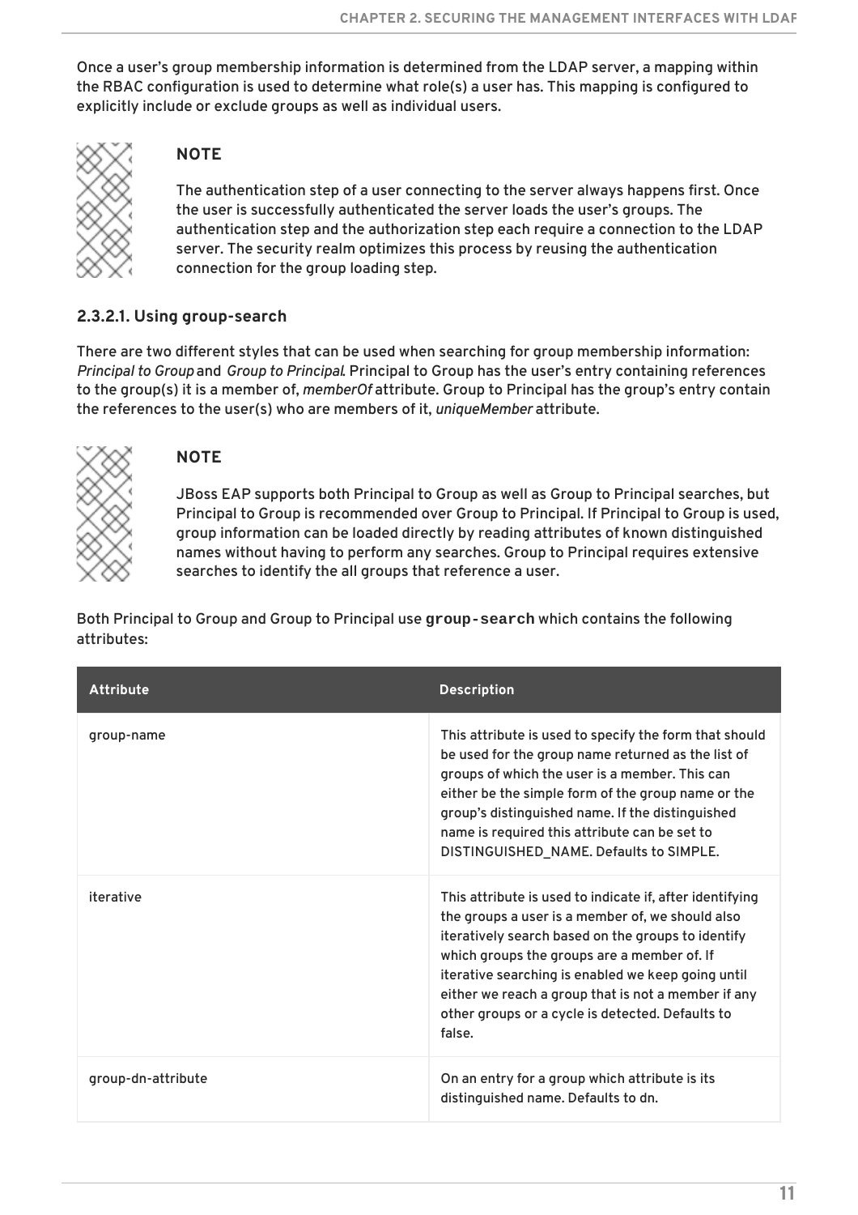Once a user's group membership information is determined from the LDAP server, a mapping within the RBAC configuration is used to determine what role(s) a user has. This mapping is configured to explicitly include or exclude groups as well as individual users.

> **NOTE**
>
> The authentication step of a user connecting to the server always happens first. Once the user is successfully authenticated the server loads the user's groups. The authentication step and the authorization step each require a connection to the LDAP server. The security realm optimizes this process by reusing the authentication connection for the group loading step.

#### 2.3.2.1. Using group-search

There are two different styles that can be used when searching for group membership information: *Principal to Group* and *Group to Principal*. Principal to Group has the user's entry containing references to the group(s) it is a member of, *memberOf* attribute. Group to Principal has the group's entry contain the references to the user(s) who are members of it, *uniqueMember* attribute.

> **NOTE**
>
> JBoss EAP supports both Principal to Group as well as Group to Principal searches, but Principal to Group is recommended over Group to Principal. If Principal to Group is used, group information can be loaded directly by reading attributes of known distinguished names without having to perform any searches. Group to Principal requires extensive searches to identify the all groups that reference a user.

Both Principal to Group and Group to Principal use `group-search` which contains the following attributes:

| Attribute | Description |
| --- | --- |
| group-name | This attribute is used to specify the form that should be used for the group name returned as the list of groups of which the user is a member. This can either be the simple form of the group name or the group's distinguished name. If the distinguished name is required this attribute can be set to DISTINGUISHED_NAME. Defaults to SIMPLE. |
| iterative | This attribute is used to indicate if, after identifying the groups a user is a member of, we should also iteratively search based on the groups to identify which groups the groups are a member of. If iterative searching is enabled we keep going until either we reach a group that is not a member if any other groups or a cycle is detected. Defaults to false. |
| group-dn-attribute | On an entry for a group which attribute is its distinguished name. Defaults to dn. |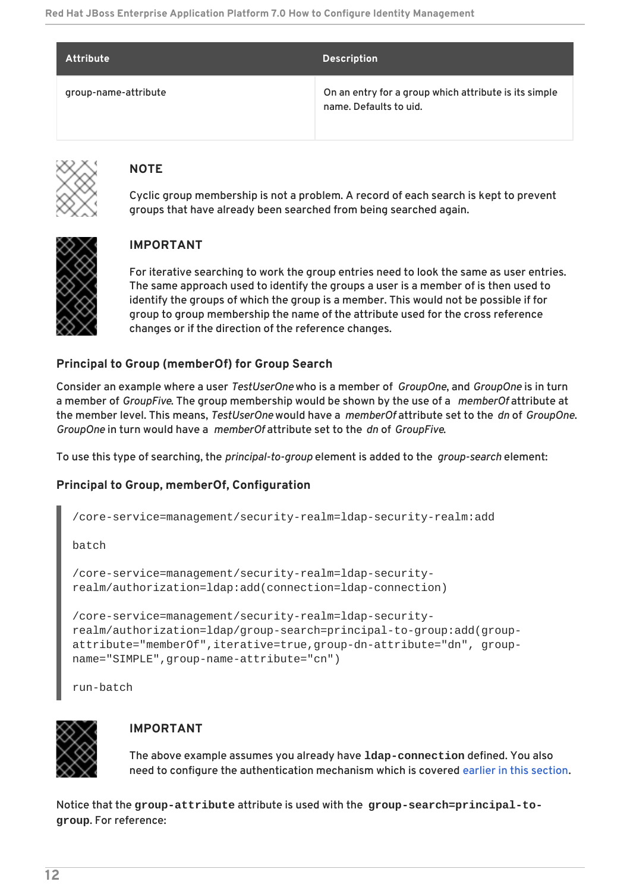| Attribute | Description |
| --- | --- |
| group-name-attribute | On an entry for a group which attribute is its simple name. Defaults to uid. |

> **NOTE**
>
> Cyclic group membership is not a problem. A record of each search is kept to prevent groups that have already been searched from being searched again.

> **IMPORTANT**
>
> For iterative searching to work the group entries need to look the same as user entries. The same approach used to identify the groups a user is a member of is then used to identify the groups of which the group is a member. This would not be possible if for group to group membership the name of the attribute used for the cross reference changes or if the direction of the reference changes.

### Principal to Group (memberOf) for Group Search

Consider an example where a user *TestUserOne* who is a member of *GroupOne*, and *GroupOne* is in turn a member of *GroupFive*. The group membership would be shown by the use of a *memberOf* attribute at the member level. This means, *TestUserOne* would have a *memberOf* attribute set to the *dn* of *GroupOne*. *GroupOne* in turn would have a *memberOf* attribute set to the *dn* of *GroupFive*.

To use this type of searching, the *principal-to-group* element is added to the *group-search* element:

### Principal to Group, memberOf, Configuration

```
/core-service=management/security-realm=ldap-security-realm:add

batch

/core-service=management/security-realm=ldap-security-
realm/authorization=ldap:add(connection=ldap-connection)

/core-service=management/security-realm=ldap-security-
realm/authorization=ldap/group-search=principal-to-group:add(group-
attribute="memberOf",iterative=true,group-dn-attribute="dn", group-
name="SIMPLE",group-name-attribute="cn")

run-batch
```

> **IMPORTANT**
>
> The above example assumes you already have **ldap-connection** defined. You also need to configure the authentication mechanism which is covered earlier in this section.

Notice that the **group-attribute** attribute is used with the **group-search=principal-to-group**. For reference: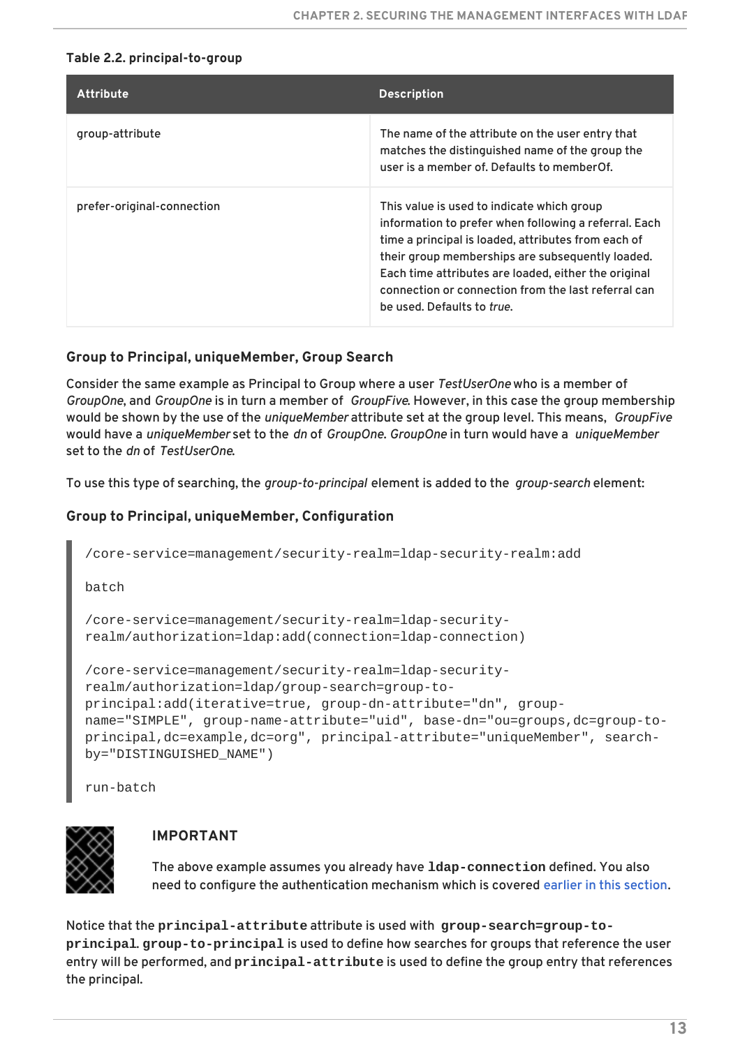**Table 2.2. principal-to-group**

| Attribute | Description |
| --- | --- |
| group-attribute | The name of the attribute on the user entry that matches the distinguished name of the group the user is a member of. Defaults to memberOf. |
| prefer-original-connection | This value is used to indicate which group information to prefer when following a referral. Each time a principal is loaded, attributes from each of their group memberships are subsequently loaded. Each time attributes are loaded, either the original connection or connection from the last referral can be used. Defaults to *true*. |

### Group to Principal, uniqueMember, Group Search

Consider the same example as Principal to Group where a user *TestUserOne* who is a member of *GroupOne*, and *GroupOne* is in turn a member of *GroupFive*. However, in this case the group membership would be shown by the use of the *uniqueMember* attribute set at the group level. This means, *GroupFive* would have a *uniqueMember* set to the *dn* of *GroupOne*. *GroupOne* in turn would have a *uniqueMember* set to the *dn* of *TestUserOne*.

To use this type of searching, the *group-to-principal* element is added to the *group-search* element:

### Group to Principal, uniqueMember, Configuration

```
/core-service=management/security-realm=ldap-security-realm:add

batch

/core-service=management/security-realm=ldap-security-
realm/authorization=ldap:add(connection=ldap-connection)

/core-service=management/security-realm=ldap-security-
realm/authorization=ldap/group-search=group-to-
principal:add(iterative=true, group-dn-attribute="dn", group-
name="SIMPLE", group-name-attribute="uid", base-dn="ou=groups,dc=group-to-
principal,dc=example,dc=org", principal-attribute="uniqueMember", search-
by="DISTINGUISHED_NAME")

run-batch
```

> **IMPORTANT**
>
> The above example assumes you already have **ldap-connection** defined. You also need to configure the authentication mechanism which is covered earlier in this section.

Notice that the **principal-attribute** attribute is used with **group-search=group-to-principal**. **group-to-principal** is used to define how searches for groups that reference the user entry will be performed, and **principal-attribute** is used to define the group entry that references the principal.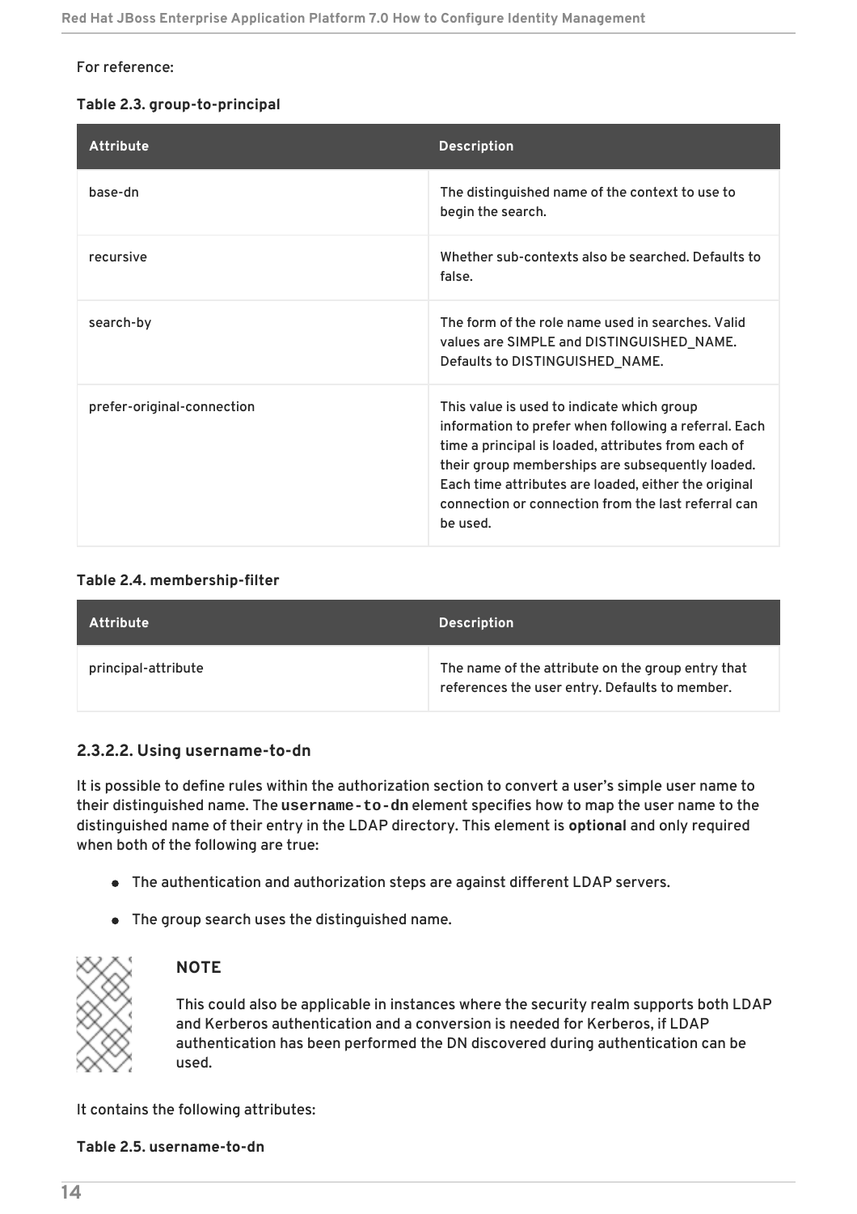For reference:

**Table 2.3. group-to-principal**

| Attribute | Description |
| --- | --- |
| base-dn | The distinguished name of the context to use to begin the search. |
| recursive | Whether sub-contexts also be searched. Defaults to false. |
| search-by | The form of the role name used in searches. Valid values are SIMPLE and DISTINGUISHED_NAME. Defaults to DISTINGUISHED_NAME. |
| prefer-original-connection | This value is used to indicate which group information to prefer when following a referral. Each time a principal is loaded, attributes from each of their group memberships are subsequently loaded. Each time attributes are loaded, either the original connection or connection from the last referral can be used. |

**Table 2.4. membership-filter**

| Attribute | Description |
| --- | --- |
| principal-attribute | The name of the attribute on the group entry that references the user entry. Defaults to member. |

### 2.3.2.2. Using username-to-dn

It is possible to define rules within the authorization section to convert a user's simple user name to their distinguished name. The `username-to-dn` element specifies how to map the user name to the distinguished name of their entry in the LDAP directory. This element is **optional** and only required when both of the following are true:

- The authentication and authorization steps are against different LDAP servers.
- The group search uses the distinguished name.

> **NOTE**
>
> This could also be applicable in instances where the security realm supports both LDAP and Kerberos authentication and a conversion is needed for Kerberos, if LDAP authentication has been performed the DN discovered during authentication can be used.

It contains the following attributes:

**Table 2.5. username-to-dn**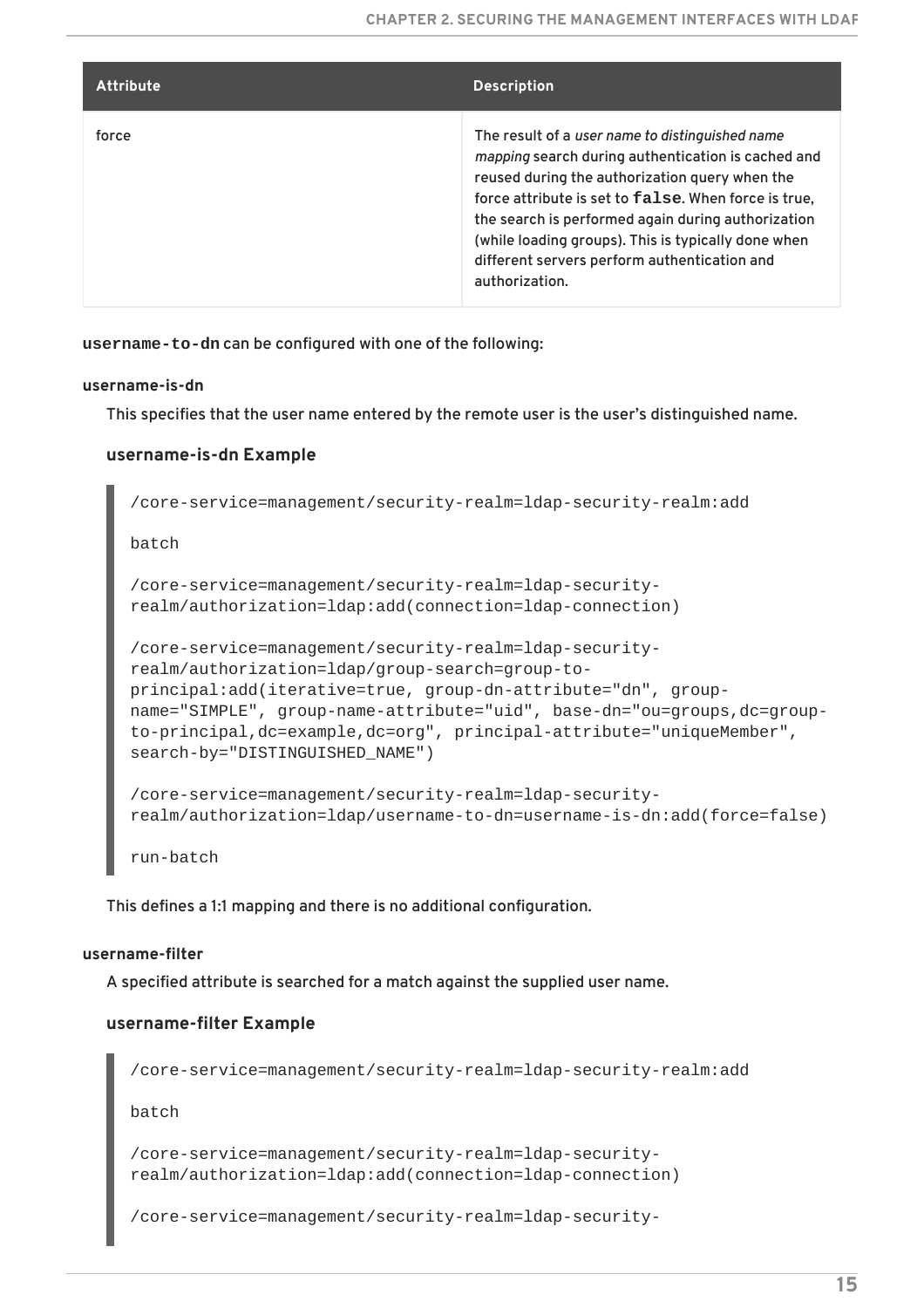| Attribute | Description |
| --- | --- |
| force | The result of a *user name to distinguished name mapping* search during authentication is cached and reused during the authorization query when the force attribute is set to `false`. When force is true, the search is performed again during authorization (while loading groups). This is typically done when different servers perform authentication and authorization. |

**`username-to-dn`** can be configured with one of the following:

**username-is-dn**

This specifies that the user name entered by the remote user is the user's distinguished name.

**username-is-dn Example**

```
/core-service=management/security-realm=ldap-security-realm:add

batch

/core-service=management/security-realm=ldap-security-
realm/authorization=ldap:add(connection=ldap-connection)

/core-service=management/security-realm=ldap-security-
realm/authorization=ldap/group-search=group-to-
principal:add(iterative=true, group-dn-attribute="dn", group-
name="SIMPLE", group-name-attribute="uid", base-dn="ou=groups,dc=group-
to-principal,dc=example,dc=org", principal-attribute="uniqueMember",
search-by="DISTINGUISHED_NAME")

/core-service=management/security-realm=ldap-security-
realm/authorization=ldap/username-to-dn=username-is-dn:add(force=false)

run-batch
```

This defines a 1:1 mapping and there is no additional configuration.

**username-filter**

A specified attribute is searched for a match against the supplied user name.

**username-filter Example**

```
/core-service=management/security-realm=ldap-security-realm:add

batch

/core-service=management/security-realm=ldap-security-
realm/authorization=ldap:add(connection=ldap-connection)

/core-service=management/security-realm=ldap-security-
```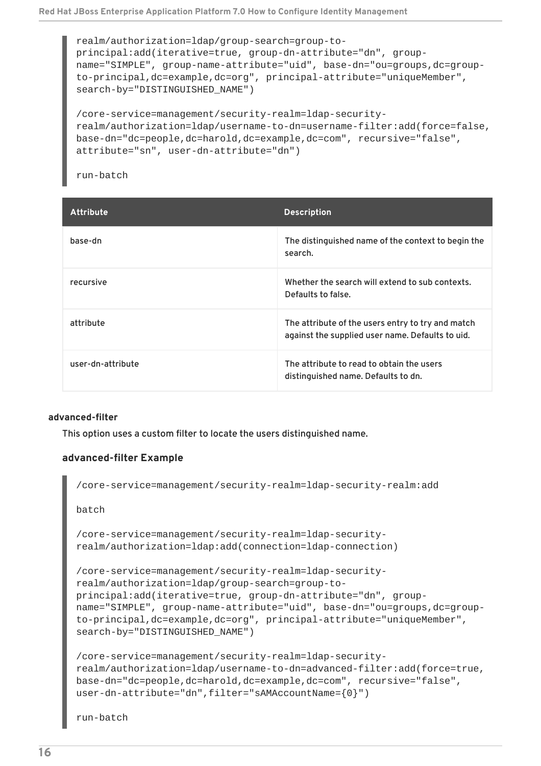```
realm/authorization=ldap/group-search=group-to-
principal:add(iterative=true, group-dn-attribute="dn", group-
name="SIMPLE", group-name-attribute="uid", base-dn="ou=groups,dc=group-
to-principal,dc=example,dc=org", principal-attribute="uniqueMember",
search-by="DISTINGUISHED_NAME")

/core-service=management/security-realm=ldap-security-
realm/authorization=ldap/username-to-dn=username-filter:add(force=false,
base-dn="dc=people,dc=harold,dc=example,dc=com", recursive="false",
attribute="sn", user-dn-attribute="dn")

run-batch
```

| Attribute | Description |
| --- | --- |
| base-dn | The distinguished name of the context to begin the search. |
| recursive | Whether the search will extend to sub contexts. Defaults to false. |
| attribute | The attribute of the users entry to try and match against the supplied user name. Defaults to uid. |
| user-dn-attribute | The attribute to read to obtain the users distinguished name. Defaults to dn. |

**advanced-filter**

This option uses a custom filter to locate the users distinguished name.

### advanced-filter Example

```
/core-service=management/security-realm=ldap-security-realm:add

batch

/core-service=management/security-realm=ldap-security-
realm/authorization=ldap:add(connection=ldap-connection)

/core-service=management/security-realm=ldap-security-
realm/authorization=ldap/group-search=group-to-
principal:add(iterative=true, group-dn-attribute="dn", group-
name="SIMPLE", group-name-attribute="uid", base-dn="ou=groups,dc=group-
to-principal,dc=example,dc=org", principal-attribute="uniqueMember",
search-by="DISTINGUISHED_NAME")

/core-service=management/security-realm=ldap-security-
realm/authorization=ldap/username-to-dn=advanced-filter:add(force=true,
base-dn="dc=people,dc=harold,dc=example,dc=com", recursive="false",
user-dn-attribute="dn",filter="sAMAccountName={0}")

run-batch
```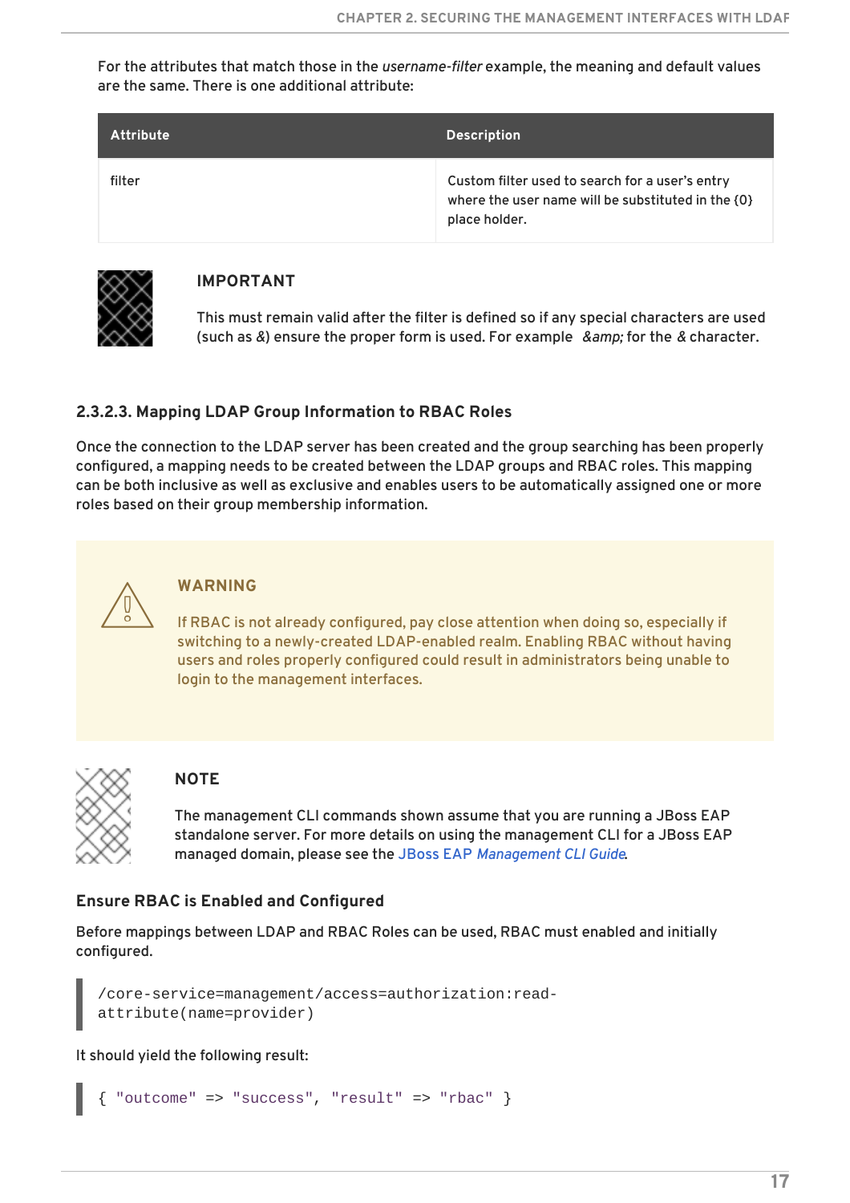For the attributes that match those in the *username-filter* example, the meaning and default values are the same. There is one additional attribute:

| Attribute | Description |
| --- | --- |
| filter | Custom filter used to search for a user's entry where the user name will be substituted in the {0} place holder. |

**IMPORTANT**

This must remain valid after the filter is defined so if any special characters are used (such as &) ensure the proper form is used. For example *&amp;* for the *&* character.

### 2.3.2.3. Mapping LDAP Group Information to RBAC Roles

Once the connection to the LDAP server has been created and the group searching has been properly configured, a mapping needs to be created between the LDAP groups and RBAC roles. This mapping can be both inclusive as well as exclusive and enables users to be automatically assigned one or more roles based on their group membership information.

**WARNING**

If RBAC is not already configured, pay close attention when doing so, especially if switching to a newly-created LDAP-enabled realm. Enabling RBAC without having users and roles properly configured could result in administrators being unable to login to the management interfaces.

**NOTE**

The management CLI commands shown assume that you are running a JBoss EAP standalone server. For more details on using the management CLI for a JBoss EAP managed domain, please see the JBoss EAP *Management CLI Guide*.

#### Ensure RBAC is Enabled and Configured

Before mappings between LDAP and RBAC Roles can be used, RBAC must enabled and initially configured.

```
/core-service=management/access=authorization:read-attribute(name=provider)
```

It should yield the following result:

```
{ "outcome" => "success", "result" => "rbac" }
```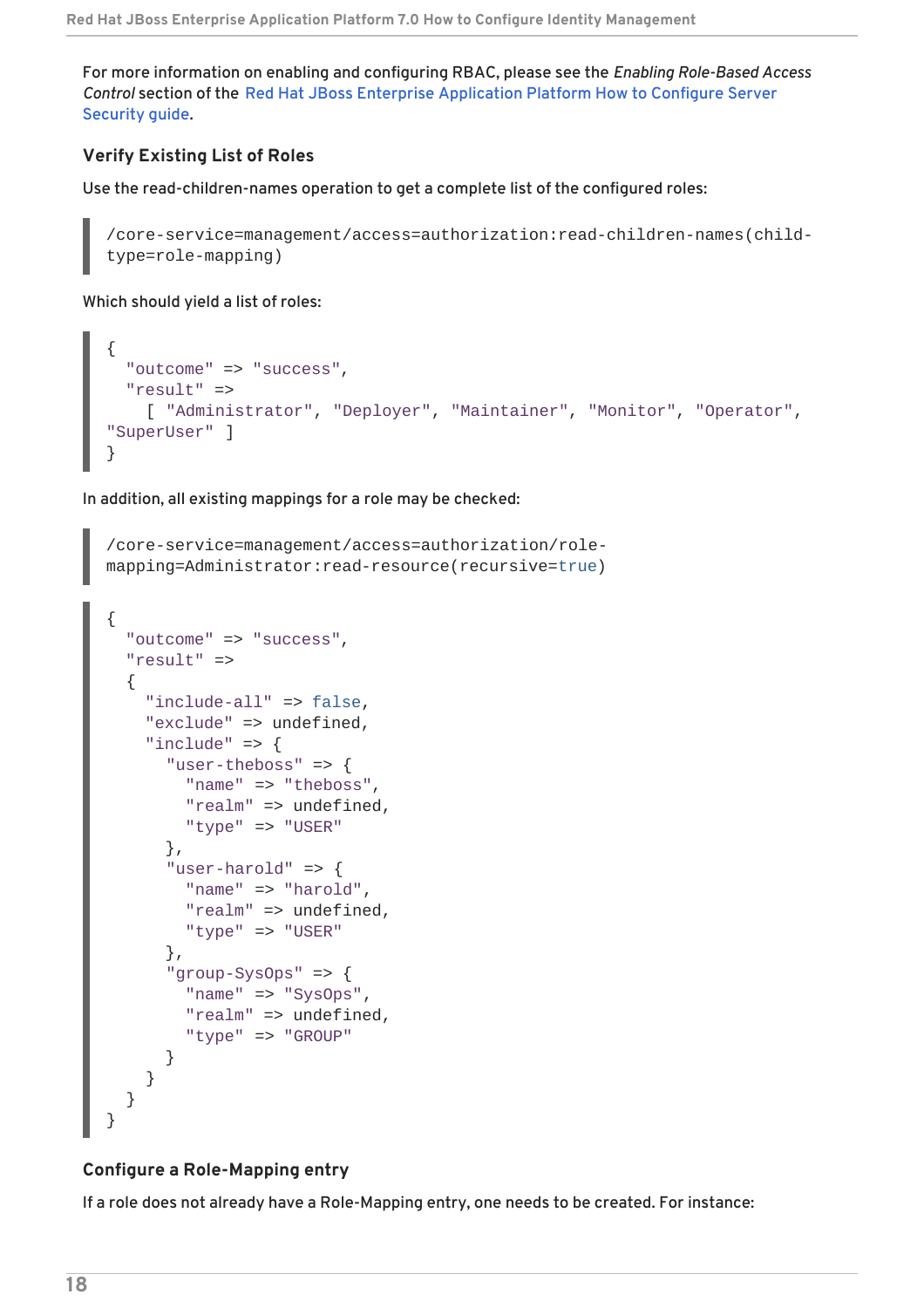For more information on enabling and configuring RBAC, please see the *Enabling Role-Based Access Control* section of the Red Hat JBoss Enterprise Application Platform How to Configure Server Security guide.

### Verify Existing List of Roles

Use the read-children-names operation to get a complete list of the configured roles:

```
/core-service=management/access=authorization:read-children-names(child-type=role-mapping)
```

Which should yield a list of roles:

```
{
  "outcome" => "success",
  "result" =>
    [ "Administrator", "Deployer", "Maintainer", "Monitor", "Operator",
"SuperUser" ]
}
```

In addition, all existing mappings for a role may be checked:

```
/core-service=management/access=authorization/role-mapping=Administrator:read-resource(recursive=true)
```

```
{
  "outcome" => "success",
  "result" =>
  {
    "include-all" => false,
    "exclude" => undefined,
    "include" => {
      "user-theboss" => {
        "name" => "theboss",
        "realm" => undefined,
        "type" => "USER"
      },
      "user-harold" => {
        "name" => "harold",
        "realm" => undefined,
        "type" => "USER"
      },
      "group-SysOps" => {
        "name" => "SysOps",
        "realm" => undefined,
        "type" => "GROUP"
      }
    }
  }
}
```

### Configure a Role-Mapping entry

If a role does not already have a Role-Mapping entry, one needs to be created. For instance: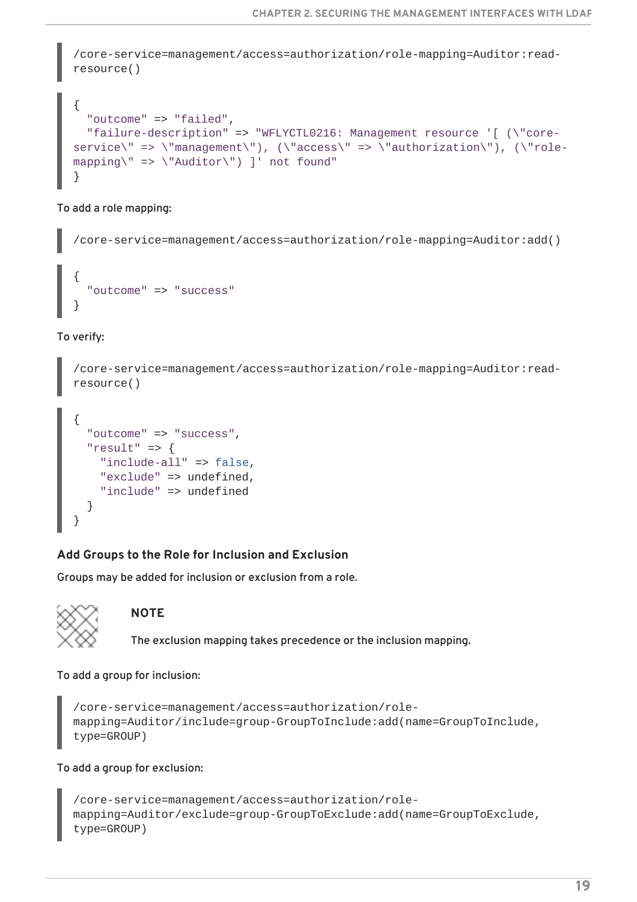```
/core-service=management/access=authorization/role-mapping=Auditor:read-resource()
```

```
{
  "outcome" => "failed",
  "failure-description" => "WFLYCTL0216: Management resource '[ (\"core-service\" => \"management\"), (\"access\" => \"authorization\"), (\"role-mapping\" => \"Auditor\") ]' not found"
}
```

To add a role mapping:

```
/core-service=management/access=authorization/role-mapping=Auditor:add()
```

```
{
  "outcome" => "success"
}
```

To verify:

```
/core-service=management/access=authorization/role-mapping=Auditor:read-resource()
```

```
{
  "outcome" => "success",
  "result" => {
    "include-all" => false,
    "exclude" => undefined,
    "include" => undefined
  }
}
```

**Add Groups to the Role for Inclusion and Exclusion**

Groups may be added for inclusion or exclusion from a role.

> **NOTE**
>
> The exclusion mapping takes precedence or the inclusion mapping.

To add a group for inclusion:

```
/core-service=management/access=authorization/role-mapping=Auditor/include=group-GroupToInclude:add(name=GroupToInclude, type=GROUP)
```

To add a group for exclusion:

```
/core-service=management/access=authorization/role-mapping=Auditor/exclude=group-GroupToExclude:add(name=GroupToExclude, type=GROUP)
```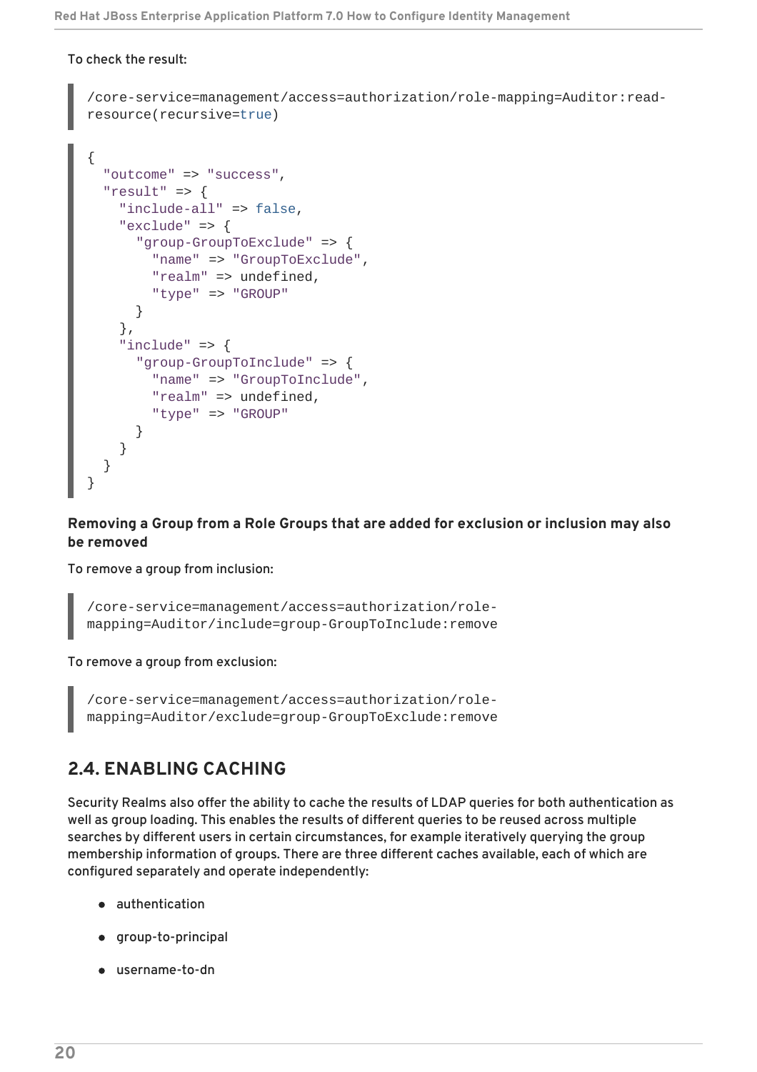To check the result:

```
/core-service=management/access=authorization/role-mapping=Auditor:read-
resource(recursive=true)
```

```
{
  "outcome" => "success",
  "result" => {
    "include-all" => false,
    "exclude" => {
      "group-GroupToExclude" => {
        "name" => "GroupToExclude",
        "realm" => undefined,
        "type" => "GROUP"
      }
    },
    "include" => {
      "group-GroupToInclude" => {
        "name" => "GroupToInclude",
        "realm" => undefined,
        "type" => "GROUP"
      }
    }
  }
}
```

**Removing a Group from a Role Groups that are added for exclusion or inclusion may also be removed**

To remove a group from inclusion:

```
/core-service=management/access=authorization/role-
mapping=Auditor/include=group-GroupToInclude:remove
```

To remove a group from exclusion:

```
/core-service=management/access=authorization/role-
mapping=Auditor/exclude=group-GroupToExclude:remove
```

## 2.4. ENABLING CACHING

Security Realms also offer the ability to cache the results of LDAP queries for both authentication as well as group loading. This enables the results of different queries to be reused across multiple searches by different users in certain circumstances, for example iteratively querying the group membership information of groups. There are three different caches available, each of which are configured separately and operate independently:

- authentication
- group-to-principal
- username-to-dn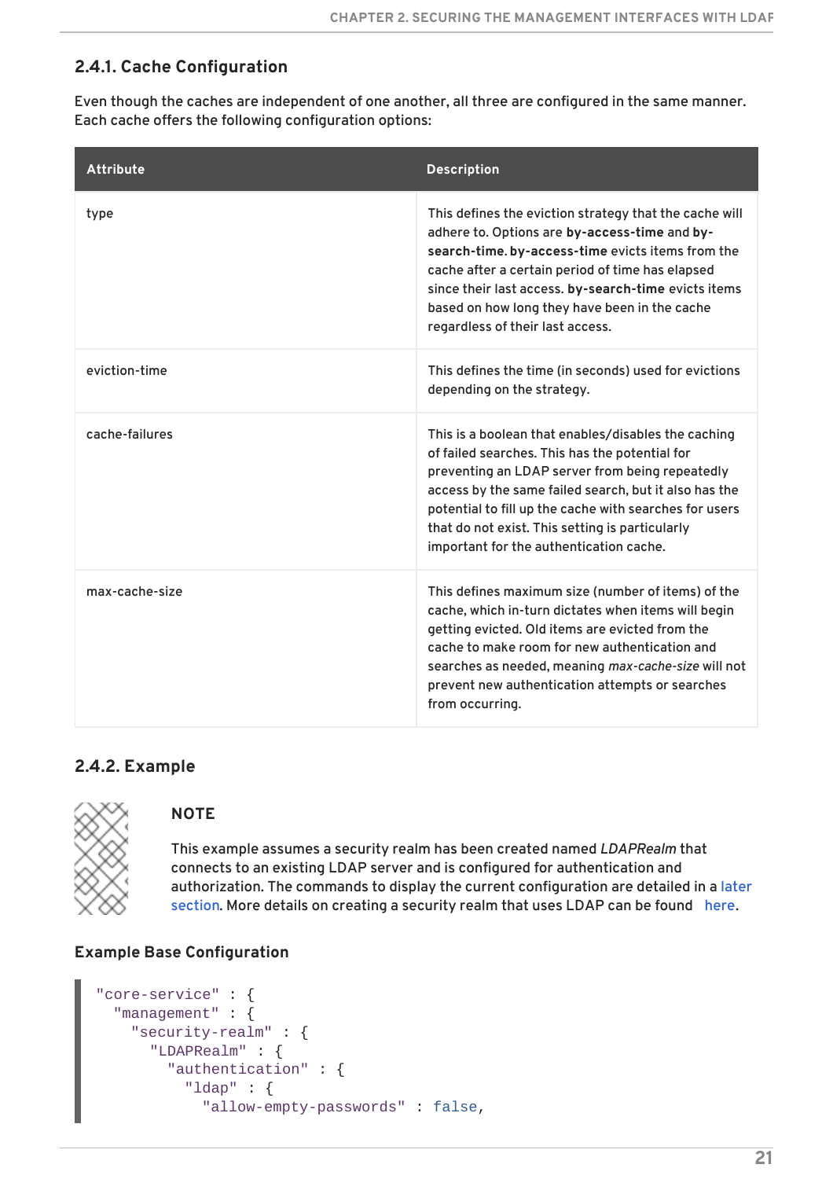### 2.4.1. Cache Configuration

Even though the caches are independent of one another, all three are configured in the same manner. Each cache offers the following configuration options:

| Attribute | Description |
| --- | --- |
| type | This defines the eviction strategy that the cache will adhere to. Options are **by-access-time** and **by-search-time**. **by-access-time** evicts items from the cache after a certain period of time has elapsed since their last access. **by-search-time** evicts items based on how long they have been in the cache regardless of their last access. |
| eviction-time | This defines the time (in seconds) used for evictions depending on the strategy. |
| cache-failures | This is a boolean that enables/disables the caching of failed searches. This has the potential for preventing an LDAP server from being repeatedly access by the same failed search, but it also has the potential to fill up the cache with searches for users that do not exist. This setting is particularly important for the authentication cache. |
| max-cache-size | This defines maximum size (number of items) of the cache, which in-turn dictates when items will begin getting evicted. Old items are evicted from the cache to make room for new authentication and searches as needed, meaning *max-cache-size* will not prevent new authentication attempts or searches from occurring. |

### 2.4.2. Example

**NOTE**

This example assumes a security realm has been created named *LDAPRealm* that connects to an existing LDAP server and is configured for authentication and authorization. The commands to display the current configuration are detailed in a later section. More details on creating a security realm that uses LDAP can be found here.

**Example Base Configuration**

```
"core-service" : {
  "management" : {
    "security-realm" : {
      "LDAPRealm" : {
        "authentication" : {
          "ldap" : {
            "allow-empty-passwords" : false,
```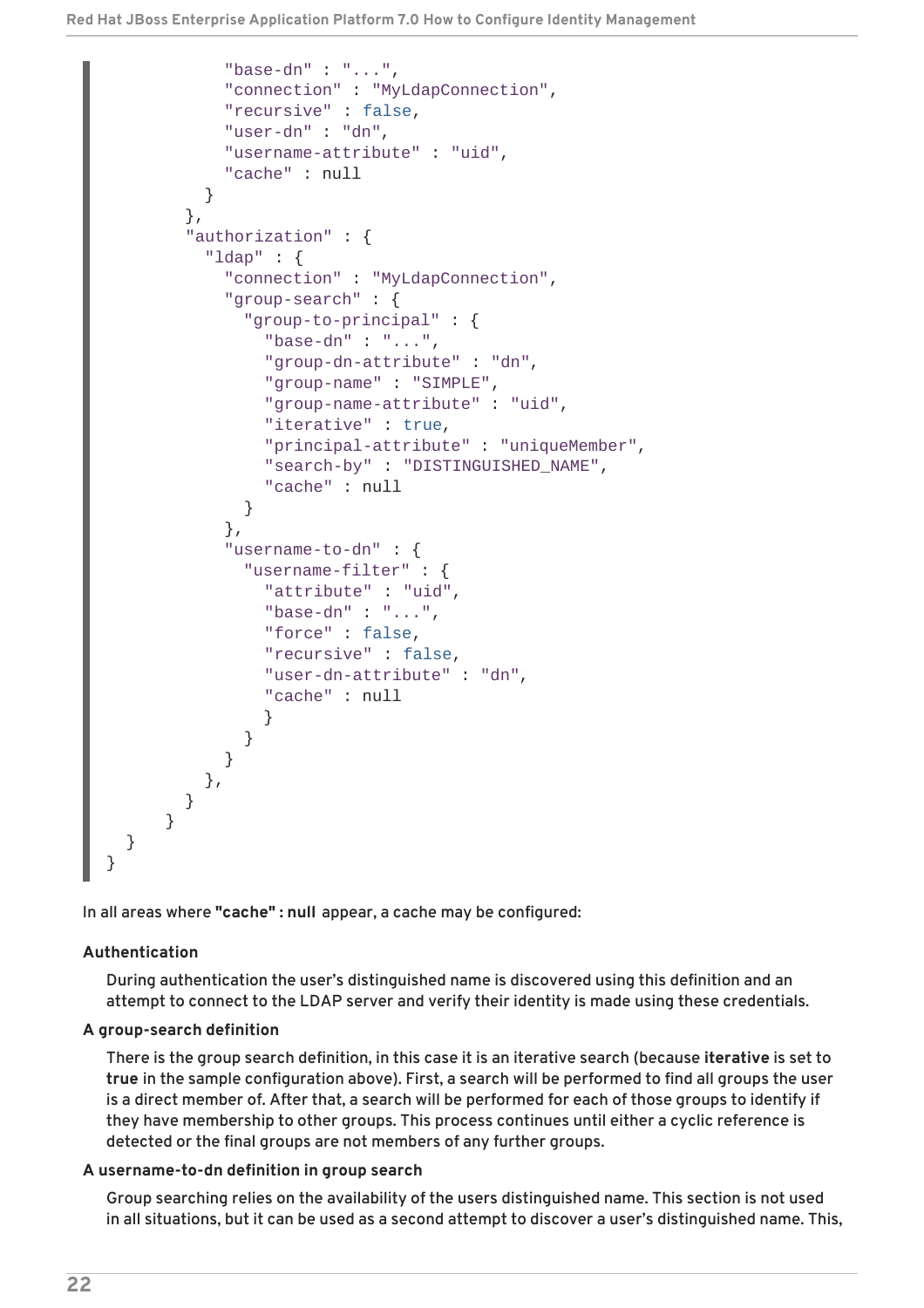```
                "base-dn" : "...",
                "connection" : "MyLdapConnection",
                "recursive" : false,
                "user-dn" : "dn",
                "username-attribute" : "uid",
                "cache" : null
              }
            },
            "authorization" : {
              "ldap" : {
                "connection" : "MyLdapConnection",
                "group-search" : {
                  "group-to-principal" : {
                    "base-dn" : "...",
                    "group-dn-attribute" : "dn",
                    "group-name" : "SIMPLE",
                    "group-name-attribute" : "uid",
                    "iterative" : true,
                    "principal-attribute" : "uniqueMember",
                    "search-by" : "DISTINGUISHED_NAME",
                    "cache" : null
                  }
                },
                "username-to-dn" : {
                  "username-filter" : {
                    "attribute" : "uid",
                    "base-dn" : "...",
                    "force" : false,
                    "recursive" : false,
                    "user-dn-attribute" : "dn",
                    "cache" : null
                    }
                  }
                }
              },
            }
          }
    }
}
```

In all areas where **"cache" : null** appear, a cache may be configured:

**Authentication**

During authentication the user's distinguished name is discovered using this definition and an attempt to connect to the LDAP server and verify their identity is made using these credentials.

**A group-search definition**

There is the group search definition, in this case it is an iterative search (because **iterative** is set to **true** in the sample configuration above). First, a search will be performed to find all groups the user is a direct member of. After that, a search will be performed for each of those groups to identify if they have membership to other groups. This process continues until either a cyclic reference is detected or the final groups are not members of any further groups.

**A username-to-dn definition in group search**

Group searching relies on the availability of the users distinguished name. This section is not used in all situations, but it can be used as a second attempt to discover a user's distinguished name. This,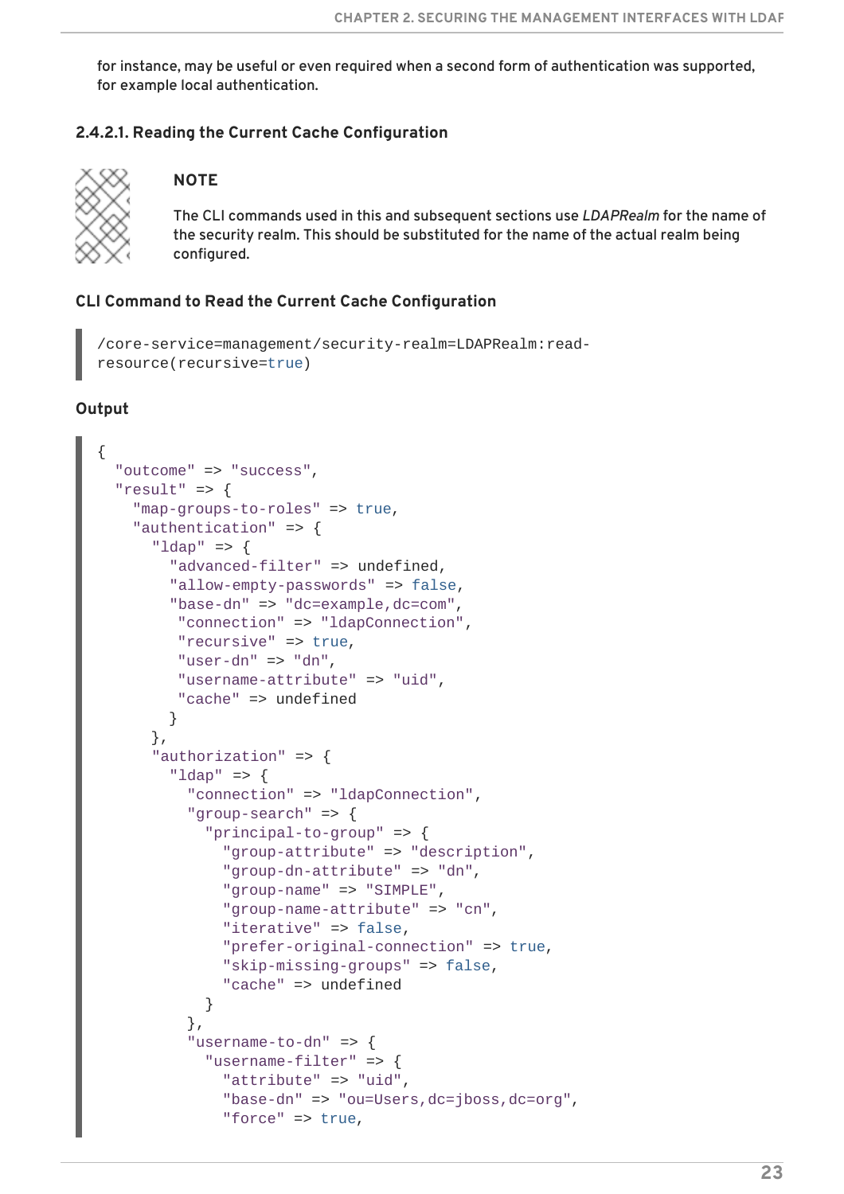for instance, may be useful or even required when a second form of authentication was supported, for example local authentication.

#### 2.4.2.1. Reading the Current Cache Configuration

> **NOTE**
>
> The CLI commands used in this and subsequent sections use *LDAPRealm* for the name of the security realm. This should be substituted for the name of the actual realm being configured.

**CLI Command to Read the Current Cache Configuration**

```
/core-service=management/security-realm=LDAPRealm:read-
resource(recursive=true)
```

**Output**

```
{
  "outcome" => "success",
  "result" => {
    "map-groups-to-roles" => true,
    "authentication" => {
      "ldap" => {
        "advanced-filter" => undefined,
        "allow-empty-passwords" => false,
        "base-dn" => "dc=example,dc=com",
         "connection" => "ldapConnection",
         "recursive" => true,
         "user-dn" => "dn",
         "username-attribute" => "uid",
         "cache" => undefined
        }
      },
      "authorization" => {
        "ldap" => {
          "connection" => "ldapConnection",
          "group-search" => {
            "principal-to-group" => {
              "group-attribute" => "description",
              "group-dn-attribute" => "dn",
              "group-name" => "SIMPLE",
              "group-name-attribute" => "cn",
              "iterative" => false,
              "prefer-original-connection" => true,
              "skip-missing-groups" => false,
              "cache" => undefined
            }
          },
          "username-to-dn" => {
            "username-filter" => {
              "attribute" => "uid",
              "base-dn" => "ou=Users,dc=jboss,dc=org",
              "force" => true,
```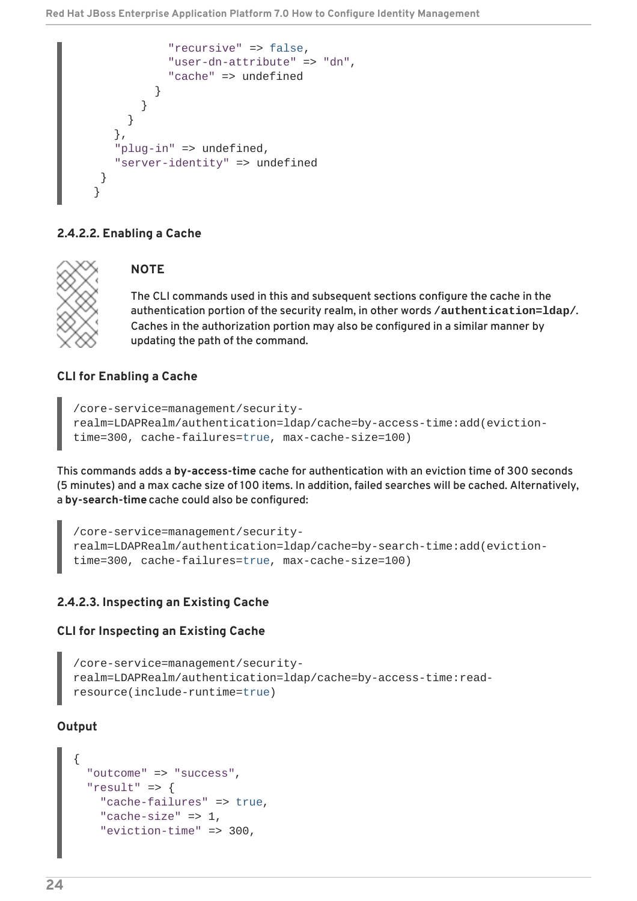```
                "recursive" => false,
                "user-dn-attribute" => "dn",
                "cache" => undefined
            }
        }
    }
},
"plug-in" => undefined,
"server-identity" => undefined
  }
}
```

#### 2.4.2.2. Enabling a Cache

> **NOTE**
>
> The CLI commands used in this and subsequent sections configure the cache in the authentication portion of the security realm, in other words **/authentication=ldap/**. Caches in the authorization portion may also be configured in a similar manner by updating the path of the command.

**CLI for Enabling a Cache**

```
/core-service=management/security-
realm=LDAPRealm/authentication=ldap/cache=by-access-time:add(eviction-
time=300, cache-failures=true, max-cache-size=100)
```

This commands adds a **by-access-time** cache for authentication with an eviction time of 300 seconds (5 minutes) and a max cache size of 100 items. In addition, failed searches will be cached. Alternatively, a **by-search-time** cache could also be configured:

```
/core-service=management/security-
realm=LDAPRealm/authentication=ldap/cache=by-search-time:add(eviction-
time=300, cache-failures=true, max-cache-size=100)
```

#### 2.4.2.3. Inspecting an Existing Cache

**CLI for Inspecting an Existing Cache**

```
/core-service=management/security-
realm=LDAPRealm/authentication=ldap/cache=by-access-time:read-
resource(include-runtime=true)
```

**Output**

```
{
  "outcome" => "success",
  "result" => {
    "cache-failures" => true,
    "cache-size" => 1,
    "eviction-time" => 300,
```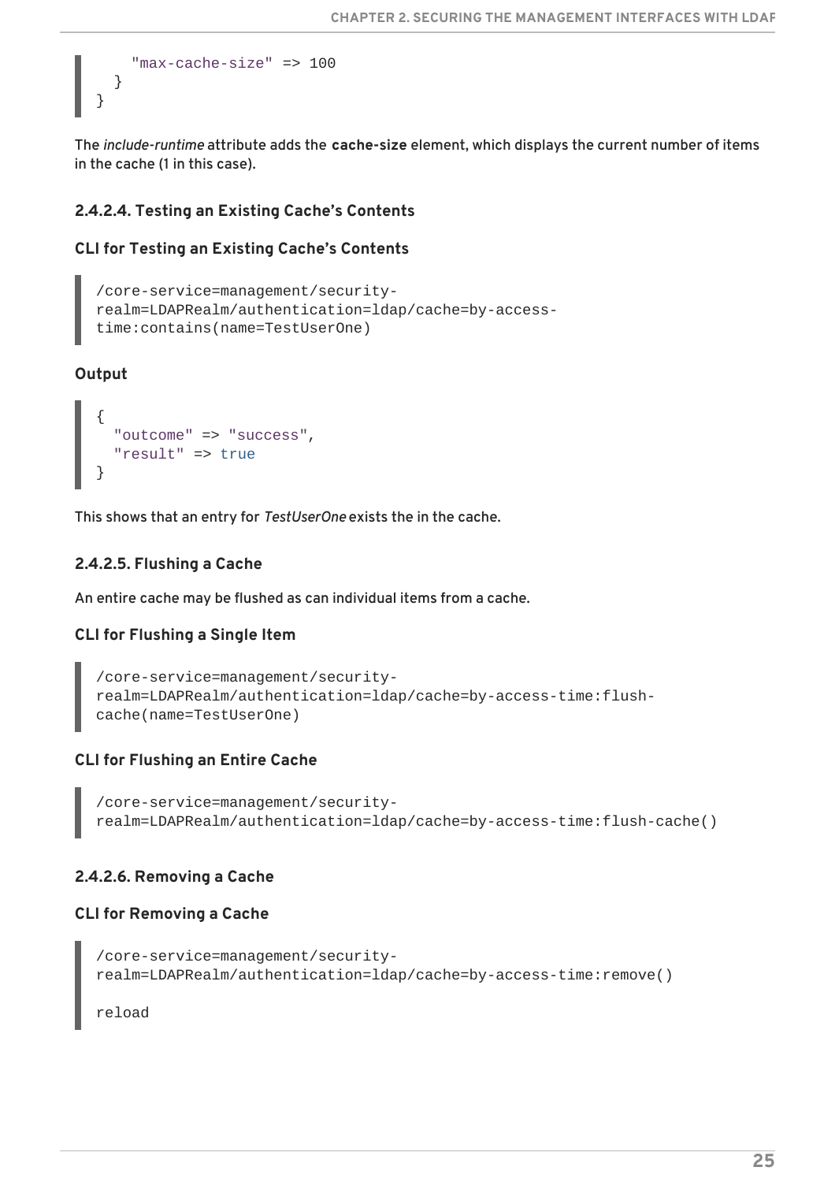```
    "max-cache-size" => 100
  }
}
```

The *include-runtime* attribute adds the **cache-size** element, which displays the current number of items in the cache (1 in this case).

#### 2.4.2.4. Testing an Existing Cache's Contents

**CLI for Testing an Existing Cache's Contents**

```
/core-service=management/security-
realm=LDAPRealm/authentication=ldap/cache=by-access-
time:contains(name=TestUserOne)
```

**Output**

```
{
  "outcome" => "success",
  "result" => true
}
```

This shows that an entry for *TestUserOne* exists the in the cache.

#### 2.4.2.5. Flushing a Cache

An entire cache may be flushed as can individual items from a cache.

**CLI for Flushing a Single Item**

```
/core-service=management/security-
realm=LDAPRealm/authentication=ldap/cache=by-access-time:flush-
cache(name=TestUserOne)
```

**CLI for Flushing an Entire Cache**

```
/core-service=management/security-
realm=LDAPRealm/authentication=ldap/cache=by-access-time:flush-cache()
```

#### 2.4.2.6. Removing a Cache

**CLI for Removing a Cache**

```
/core-service=management/security-
realm=LDAPRealm/authentication=ldap/cache=by-access-time:remove()

reload
```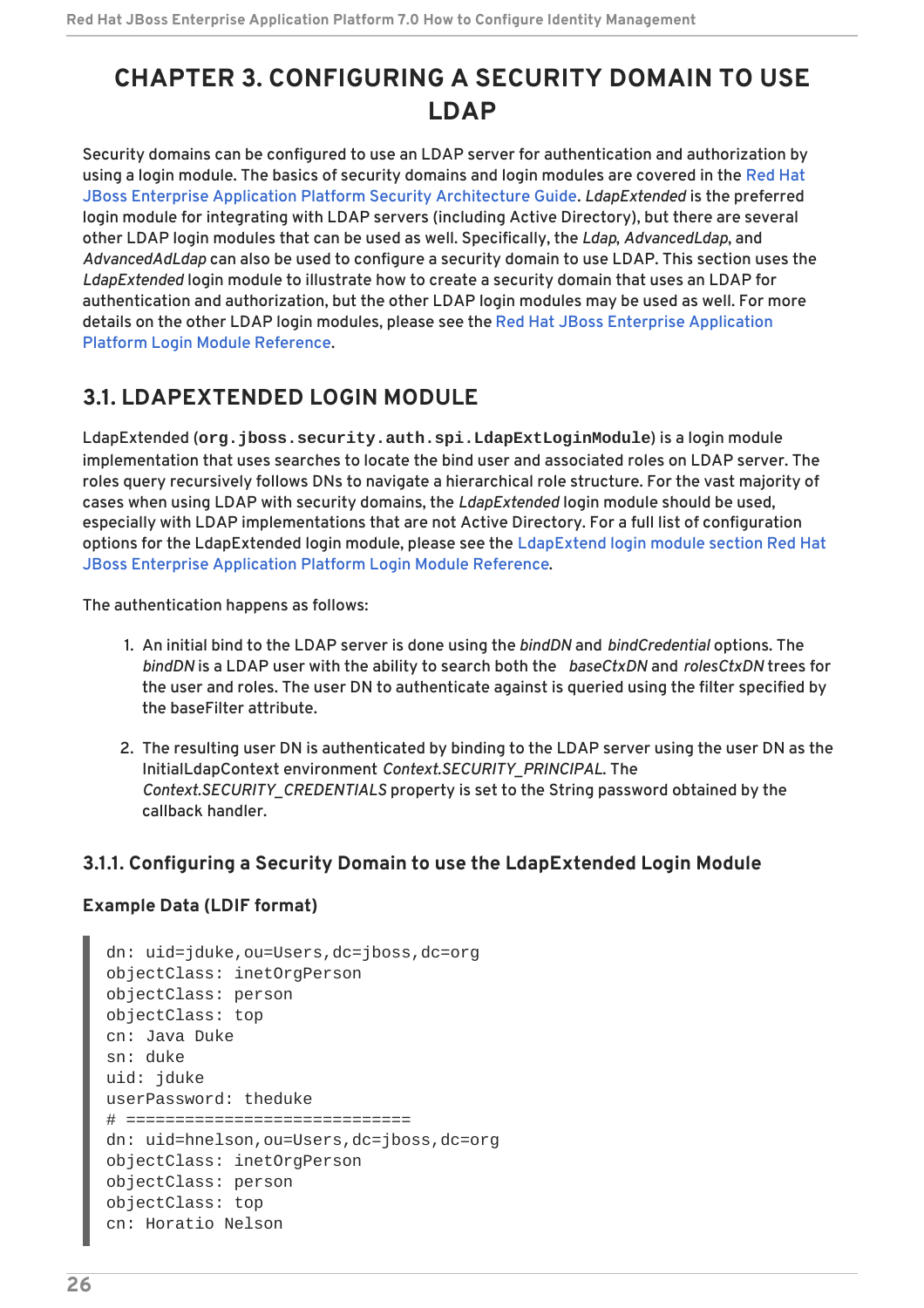# CHAPTER 3. CONFIGURING A SECURITY DOMAIN TO USE LDAP

Security domains can be configured to use an LDAP server for authentication and authorization by using a login module. The basics of security domains and login modules are covered in the Red Hat JBoss Enterprise Application Platform Security Architecture Guide. *LdapExtended* is the preferred login module for integrating with LDAP servers (including Active Directory), but there are several other LDAP login modules that can be used as well. Specifically, the *Ldap*, *AdvancedLdap*, and *AdvancedAdLdap* can also be used to configure a security domain to use LDAP. This section uses the *LdapExtended* login module to illustrate how to create a security domain that uses an LDAP for authentication and authorization, but the other LDAP login modules may be used as well. For more details on the other LDAP login modules, please see the Red Hat JBoss Enterprise Application Platform Login Module Reference.

## 3.1. LDAPEXTENDED LOGIN MODULE

LdapExtended (**`org.jboss.security.auth.spi.LdapExtLoginModule`**) is a login module implementation that uses searches to locate the bind user and associated roles on LDAP server. The roles query recursively follows DNs to navigate a hierarchical role structure. For the vast majority of cases when using LDAP with security domains, the *LdapExtended* login module should be used, especially with LDAP implementations that are not Active Directory. For a full list of configuration options for the LdapExtended login module, please see the LdapExtend login module section Red Hat JBoss Enterprise Application Platform Login Module Reference.

The authentication happens as follows:

1. An initial bind to the LDAP server is done using the *bindDN* and *bindCredential* options. The *bindDN* is a LDAP user with the ability to search both the *baseCtxDN* and *rolesCtxDN* trees for the user and roles. The user DN to authenticate against is queried using the filter specified by the baseFilter attribute.

2. The resulting user DN is authenticated by binding to the LDAP server using the user DN as the InitialLdapContext environment *Context.SECURITY_PRINCIPAL*. The *Context.SECURITY_CREDENTIALS* property is set to the String password obtained by the callback handler.

### 3.1.1. Configuring a Security Domain to use the LdapExtended Login Module

**Example Data (LDIF format)**

```
dn: uid=jduke,ou=Users,dc=jboss,dc=org
objectClass: inetOrgPerson
objectClass: person
objectClass: top
cn: Java Duke
sn: duke
uid: jduke
userPassword: theduke
# =============================
dn: uid=hnelson,ou=Users,dc=jboss,dc=org
objectClass: inetOrgPerson
objectClass: person
objectClass: top
cn: Horatio Nelson
```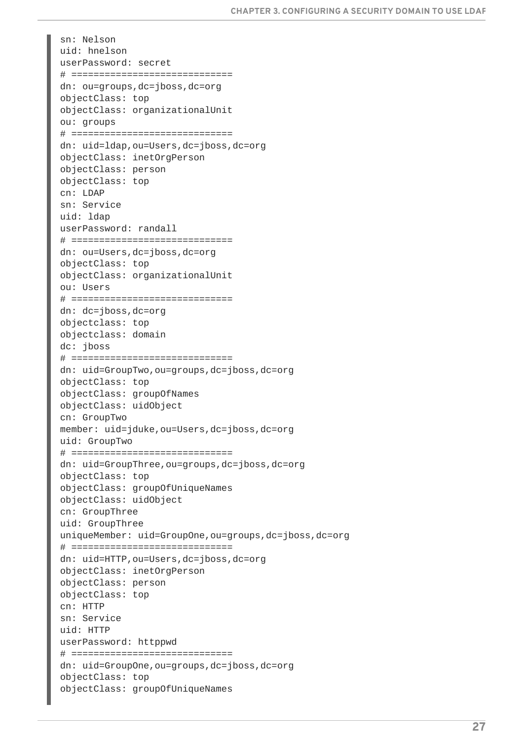```
sn: Nelson
uid: hnelson
userPassword: secret
# =============================
dn: ou=groups,dc=jboss,dc=org
objectClass: top
objectClass: organizationalUnit
ou: groups
# =============================
dn: uid=ldap,ou=Users,dc=jboss,dc=org
objectClass: inetOrgPerson
objectClass: person
objectClass: top
cn: LDAP
sn: Service
uid: ldap
userPassword: randall
# =============================
dn: ou=Users,dc=jboss,dc=org
objectClass: top
objectClass: organizationalUnit
ou: Users
# =============================
dn: dc=jboss,dc=org
objectclass: top
objectclass: domain
dc: jboss
# =============================
dn: uid=GroupTwo,ou=groups,dc=jboss,dc=org
objectClass: top
objectClass: groupOfNames
objectClass: uidObject
cn: GroupTwo
member: uid=jduke,ou=Users,dc=jboss,dc=org
uid: GroupTwo
# =============================
dn: uid=GroupThree,ou=groups,dc=jboss,dc=org
objectClass: top
objectClass: groupOfUniqueNames
objectClass: uidObject
cn: GroupThree
uid: GroupThree
uniqueMember: uid=GroupOne,ou=groups,dc=jboss,dc=org
# =============================
dn: uid=HTTP,ou=Users,dc=jboss,dc=org
objectClass: inetOrgPerson
objectClass: person
objectClass: top
cn: HTTP
sn: Service
uid: HTTP
userPassword: httppwd
# =============================
dn: uid=GroupOne,ou=groups,dc=jboss,dc=org
objectClass: top
objectClass: groupOfUniqueNames
```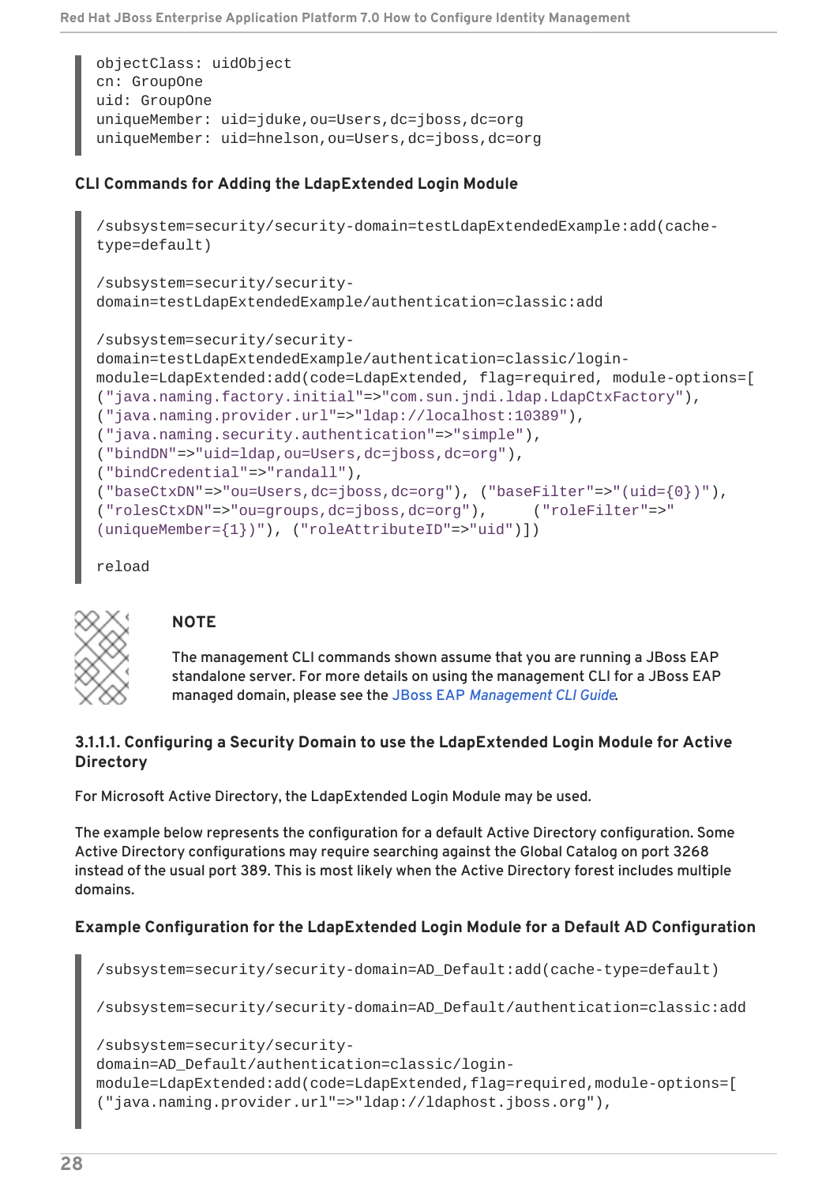```
objectClass: uidObject
cn: GroupOne
uid: GroupOne
uniqueMember: uid=jduke,ou=Users,dc=jboss,dc=org
uniqueMember: uid=hnelson,ou=Users,dc=jboss,dc=org
```

**CLI Commands for Adding the LdapExtended Login Module**

```
/subsystem=security/security-domain=testLdapExtendedExample:add(cache-
type=default)

/subsystem=security/security-
domain=testLdapExtendedExample/authentication=classic:add

/subsystem=security/security-
domain=testLdapExtendedExample/authentication=classic/login-
module=LdapExtended:add(code=LdapExtended, flag=required, module-options=[
("java.naming.factory.initial"=>"com.sun.jndi.ldap.LdapCtxFactory"),
("java.naming.provider.url"=>"ldap://localhost:10389"),
("java.naming.security.authentication"=>"simple"),
("bindDN"=>"uid=ldap,ou=Users,dc=jboss,dc=org"),
("bindCredential"=>"randall"),
("baseCtxDN"=>"ou=Users,dc=jboss,dc=org"), ("baseFilter"=>"(uid={0})"),
("rolesCtxDN"=>"ou=groups,dc=jboss,dc=org"),     ("roleFilter"=>"
(uniqueMember={1})"), ("roleAttributeID"=>"uid")])

reload
```

**NOTE**

The management CLI commands shown assume that you are running a JBoss EAP standalone server. For more details on using the management CLI for a JBoss EAP managed domain, please see the JBoss EAP *Management CLI Guide*.

#### 3.1.1.1. Configuring a Security Domain to use the LdapExtended Login Module for Active Directory

For Microsoft Active Directory, the LdapExtended Login Module may be used.

The example below represents the configuration for a default Active Directory configuration. Some Active Directory configurations may require searching against the Global Catalog on port 3268 instead of the usual port 389. This is most likely when the Active Directory forest includes multiple domains.

**Example Configuration for the LdapExtended Login Module for a Default AD Configuration**

```
/subsystem=security/security-domain=AD_Default:add(cache-type=default)

/subsystem=security/security-domain=AD_Default/authentication=classic:add

/subsystem=security/security-
domain=AD_Default/authentication=classic/login-
module=LdapExtended:add(code=LdapExtended,flag=required,module-options=[
("java.naming.provider.url"=>"ldap://ldaphost.jboss.org"),
```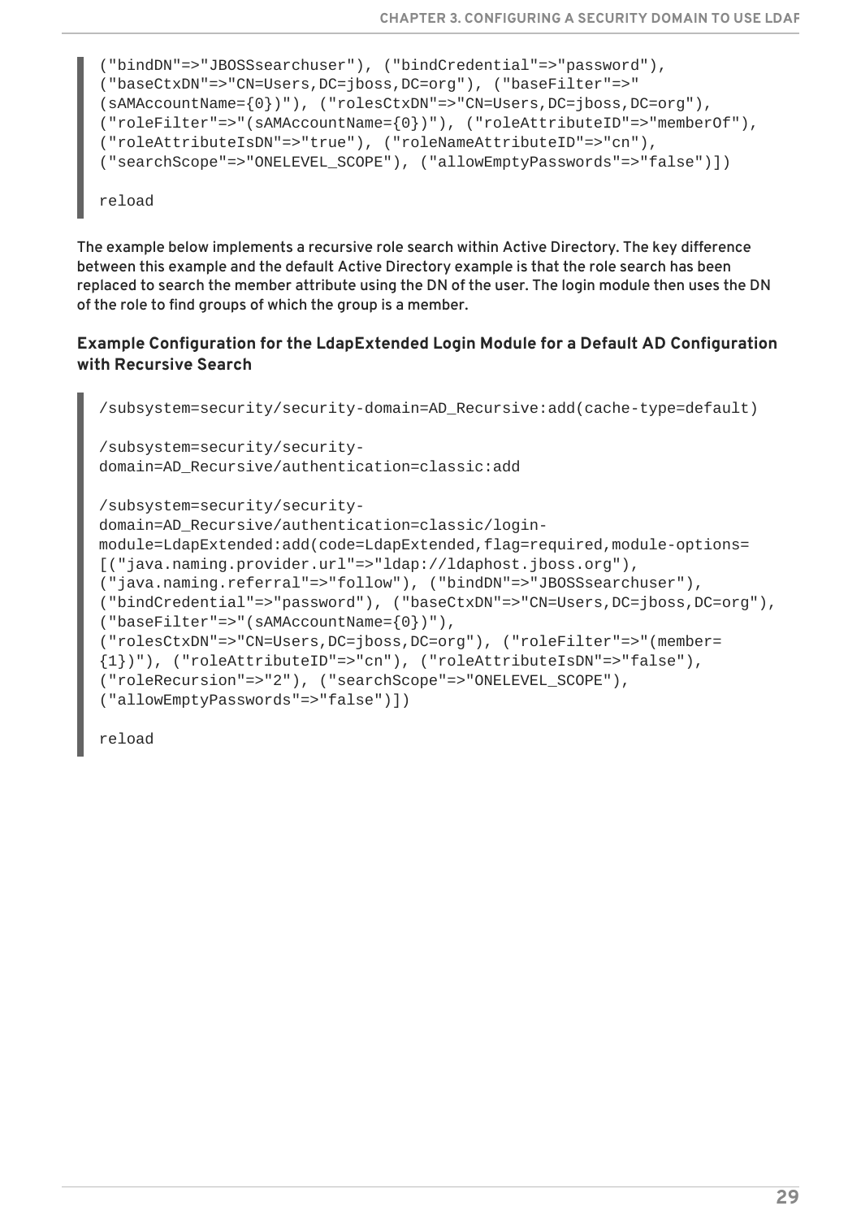```
("bindDN"=>"JBOSSsearchuser"), ("bindCredential"=>"password"),
("baseCtxDN"=>"CN=Users,DC=jboss,DC=org"), ("baseFilter"=>"
(sAMAccountName={0})"), ("rolesCtxDN"=>"CN=Users,DC=jboss,DC=org"),
("roleFilter"=>"(sAMAccountName={0})"), ("roleAttributeID"=>"memberOf"),
("roleAttributeIsDN"=>"true"), ("roleNameAttributeID"=>"cn"),
("searchScope"=>"ONELEVEL_SCOPE"), ("allowEmptyPasswords"=>"false")])

reload
```

The example below implements a recursive role search within Active Directory. The key difference between this example and the default Active Directory example is that the role search has been replaced to search the member attribute using the DN of the user. The login module then uses the DN of the role to find groups of which the group is a member.

**Example Configuration for the LdapExtended Login Module for a Default AD Configuration with Recursive Search**

```
/subsystem=security/security-domain=AD_Recursive:add(cache-type=default)

/subsystem=security/security-
domain=AD_Recursive/authentication=classic:add

/subsystem=security/security-
domain=AD_Recursive/authentication=classic/login-
module=LdapExtended:add(code=LdapExtended,flag=required,module-options=
[("java.naming.provider.url"=>"ldap://ldaphost.jboss.org"),
("java.naming.referral"=>"follow"), ("bindDN"=>"JBOSSsearchuser"),
("bindCredential"=>"password"), ("baseCtxDN"=>"CN=Users,DC=jboss,DC=org"),
("baseFilter"=>"(sAMAccountName={0})"),
("rolesCtxDN"=>"CN=Users,DC=jboss,DC=org"), ("roleFilter"=>"(member=
{1})"), ("roleAttributeID"=>"cn"), ("roleAttributeIsDN"=>"false"),
("roleRecursion"=>"2"), ("searchScope"=>"ONELEVEL_SCOPE"),
("allowEmptyPasswords"=>"false")])

reload
```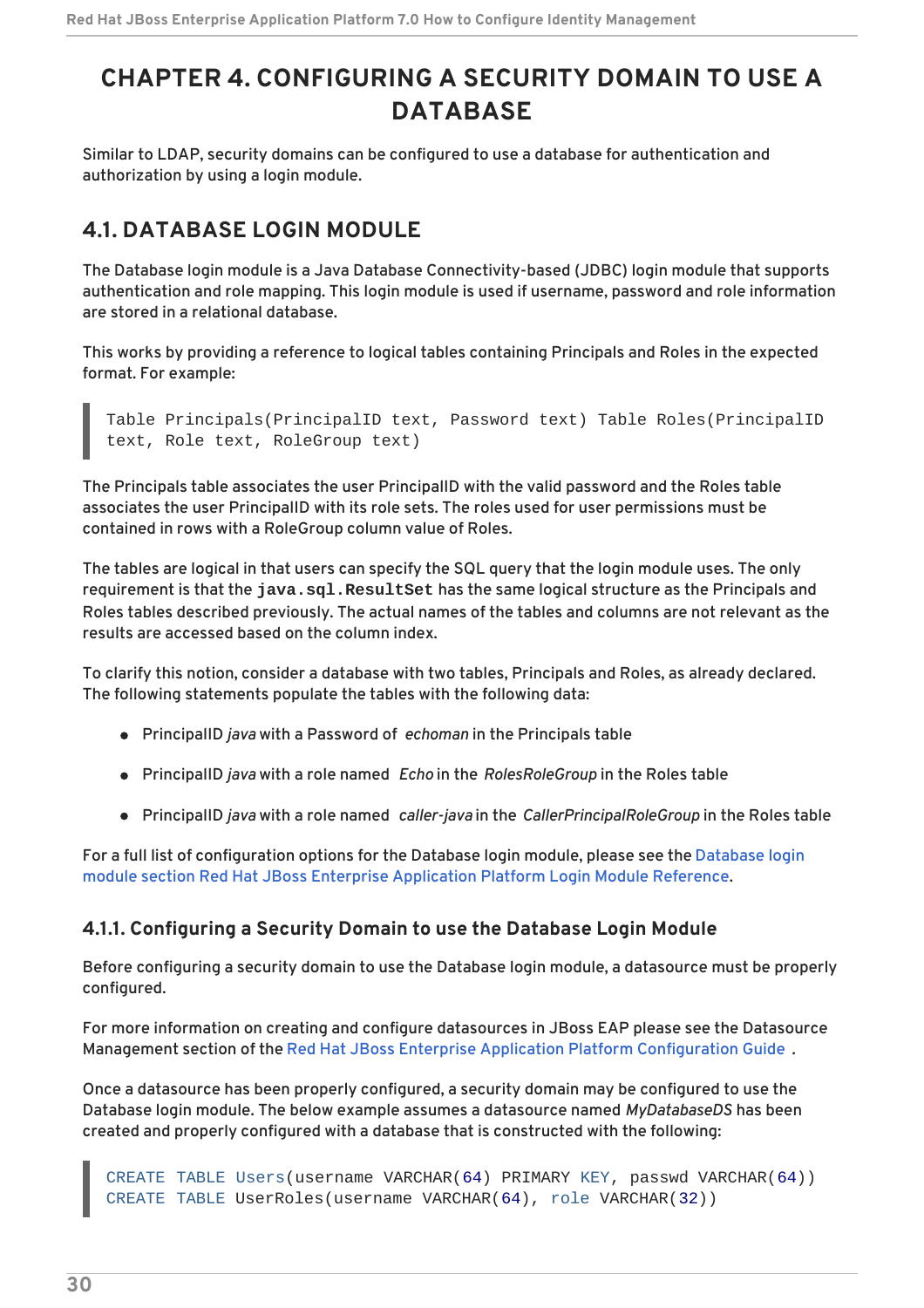# CHAPTER 4. CONFIGURING A SECURITY DOMAIN TO USE A DATABASE

Similar to LDAP, security domains can be configured to use a database for authentication and authorization by using a login module.

## 4.1. DATABASE LOGIN MODULE

The Database login module is a Java Database Connectivity-based (JDBC) login module that supports authentication and role mapping. This login module is used if username, password and role information are stored in a relational database.

This works by providing a reference to logical tables containing Principals and Roles in the expected format. For example:

```
Table Principals(PrincipalID text, Password text) Table Roles(PrincipalID
text, Role text, RoleGroup text)
```

The Principals table associates the user PrincipalID with the valid password and the Roles table associates the user PrincipalID with its role sets. The roles used for user permissions must be contained in rows with a RoleGroup column value of Roles.

The tables are logical in that users can specify the SQL query that the login module uses. The only requirement is that the `java.sql.ResultSet` has the same logical structure as the Principals and Roles tables described previously. The actual names of the tables and columns are not relevant as the results are accessed based on the column index.

To clarify this notion, consider a database with two tables, Principals and Roles, as already declared. The following statements populate the tables with the following data:

- PrincipalID *java* with a Password of *echoman* in the Principals table
- PrincipalID *java* with a role named *Echo* in the *RolesRoleGroup* in the Roles table
- PrincipalID *java* with a role named *caller-java* in the *CallerPrincipalRoleGroup* in the Roles table

For a full list of configuration options for the Database login module, please see the Database login module section Red Hat JBoss Enterprise Application Platform Login Module Reference.

### 4.1.1. Configuring a Security Domain to use the Database Login Module

Before configuring a security domain to use the Database login module, a datasource must be properly configured.

For more information on creating and configure datasources in JBoss EAP please see the Datasource Management section of the Red Hat JBoss Enterprise Application Platform Configuration Guide .

Once a datasource has been properly configured, a security domain may be configured to use the Database login module. The below example assumes a datasource named *MyDatabaseDS* has been created and properly configured with a database that is constructed with the following:

```
CREATE TABLE Users(username VARCHAR(64) PRIMARY KEY, passwd VARCHAR(64))
CREATE TABLE UserRoles(username VARCHAR(64), role VARCHAR(32))
```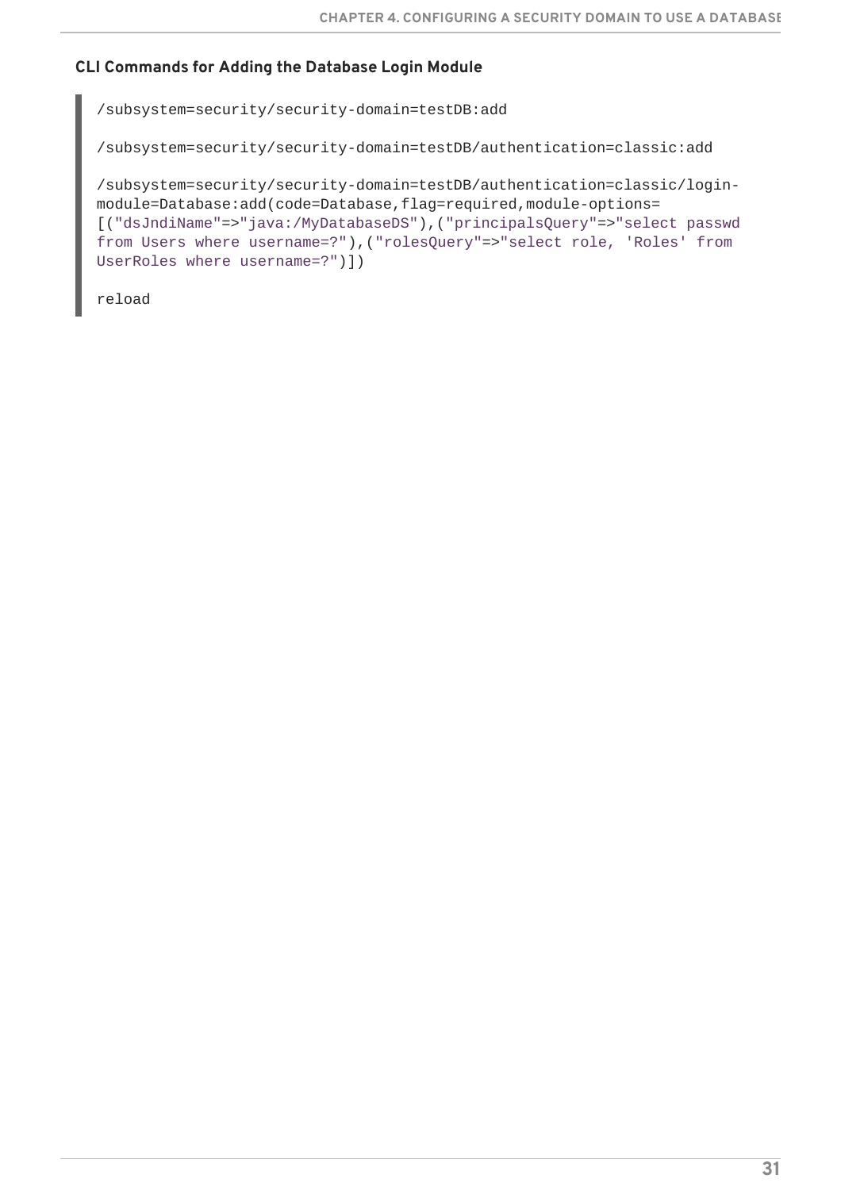**CLI Commands for Adding the Database Login Module**

```
/subsystem=security/security-domain=testDB:add

/subsystem=security/security-domain=testDB/authentication=classic:add

/subsystem=security/security-domain=testDB/authentication=classic/login-
module=Database:add(code=Database,flag=required,module-options=
[("dsJndiName"=>"java:/MyDatabaseDS"),("principalsQuery"=>"select passwd
from Users where username=?"),("rolesQuery"=>"select role, 'Roles' from
UserRoles where username=?")])

reload
```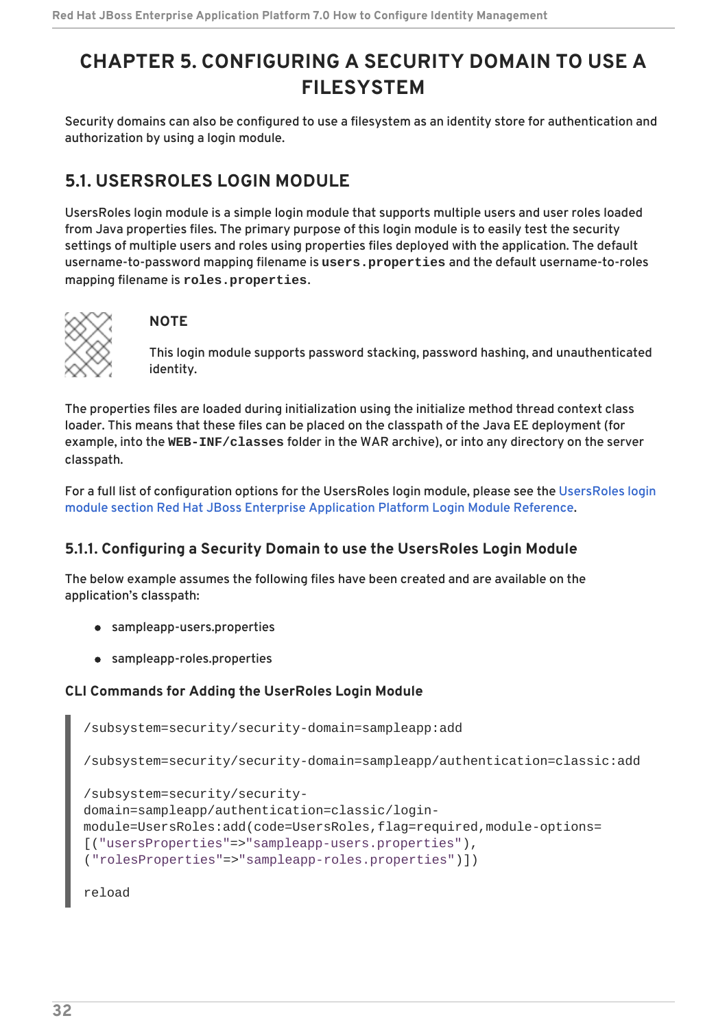# CHAPTER 5. CONFIGURING A SECURITY DOMAIN TO USE A FILESYSTEM

Security domains can also be configured to use a filesystem as an identity store for authentication and authorization by using a login module.

## 5.1. USERSROLES LOGIN MODULE

UsersRoles login module is a simple login module that supports multiple users and user roles loaded from Java properties files. The primary purpose of this login module is to easily test the security settings of multiple users and roles using properties files deployed with the application. The default username-to-password mapping filename is **`users.properties`** and the default username-to-roles mapping filename is **`roles.properties`**.

> **NOTE**
>
> This login module supports password stacking, password hashing, and unauthenticated identity.

The properties files are loaded during initialization using the initialize method thread context class loader. This means that these files can be placed on the classpath of the Java EE deployment (for example, into the **`WEB-INF/classes`** folder in the WAR archive), or into any directory on the server classpath.

For a full list of configuration options for the UsersRoles login module, please see the UsersRoles login module section Red Hat JBoss Enterprise Application Platform Login Module Reference.

### 5.1.1. Configuring a Security Domain to use the UsersRoles Login Module

The below example assumes the following files have been created and are available on the application's classpath:

- sampleapp-users.properties
- sampleapp-roles.properties

**CLI Commands for Adding the UserRoles Login Module**

```
/subsystem=security/security-domain=sampleapp:add

/subsystem=security/security-domain=sampleapp/authentication=classic:add

/subsystem=security/security-
domain=sampleapp/authentication=classic/login-
module=UsersRoles:add(code=UsersRoles,flag=required,module-options=
[("usersProperties"=>"sampleapp-users.properties"),
("rolesProperties"=>"sampleapp-roles.properties")])

reload
```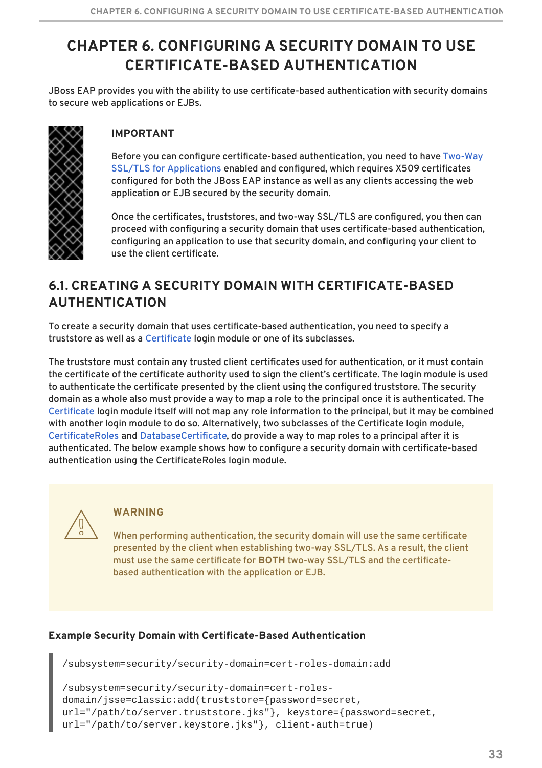# CHAPTER 6. CONFIGURING A SECURITY DOMAIN TO USE CERTIFICATE-BASED AUTHENTICATION

JBoss EAP provides you with the ability to use certificate-based authentication with security domains to secure web applications or EJBs.

> **IMPORTANT**
>
> Before you can configure certificate-based authentication, you need to have Two-Way SSL/TLS for Applications enabled and configured, which requires X509 certificates configured for both the JBoss EAP instance as well as any clients accessing the web application or EJB secured by the security domain.
>
> Once the certificates, truststores, and two-way SSL/TLS are configured, you then can proceed with configuring a security domain that uses certificate-based authentication, configuring an application to use that security domain, and configuring your client to use the client certificate.

## 6.1. CREATING A SECURITY DOMAIN WITH CERTIFICATE-BASED AUTHENTICATION

To create a security domain that uses certificate-based authentication, you need to specify a truststore as well as a Certificate login module or one of its subclasses.

The truststore must contain any trusted client certificates used for authentication, or it must contain the certificate of the certificate authority used to sign the client's certificate. The login module is used to authenticate the certificate presented by the client using the configured truststore. The security domain as a whole also must provide a way to map a role to the principal once it is authenticated. The Certificate login module itself will not map any role information to the principal, but it may be combined with another login module to do so. Alternatively, two subclasses of the Certificate login module, CertificateRoles and DatabaseCertificate, do provide a way to map roles to a principal after it is authenticated. The below example shows how to configure a security domain with certificate-based authentication using the CertificateRoles login module.

> **WARNING**
>
> When performing authentication, the security domain will use the same certificate presented by the client when establishing two-way SSL/TLS. As a result, the client must use the same certificate for **BOTH** two-way SSL/TLS and the certificate-based authentication with the application or EJB.

**Example Security Domain with Certificate-Based Authentication**

```
/subsystem=security/security-domain=cert-roles-domain:add

/subsystem=security/security-domain=cert-roles-
domain/jsse=classic:add(truststore={password=secret,
url="/path/to/server.truststore.jks"}, keystore={password=secret,
url="/path/to/server.keystore.jks"}, client-auth=true)
```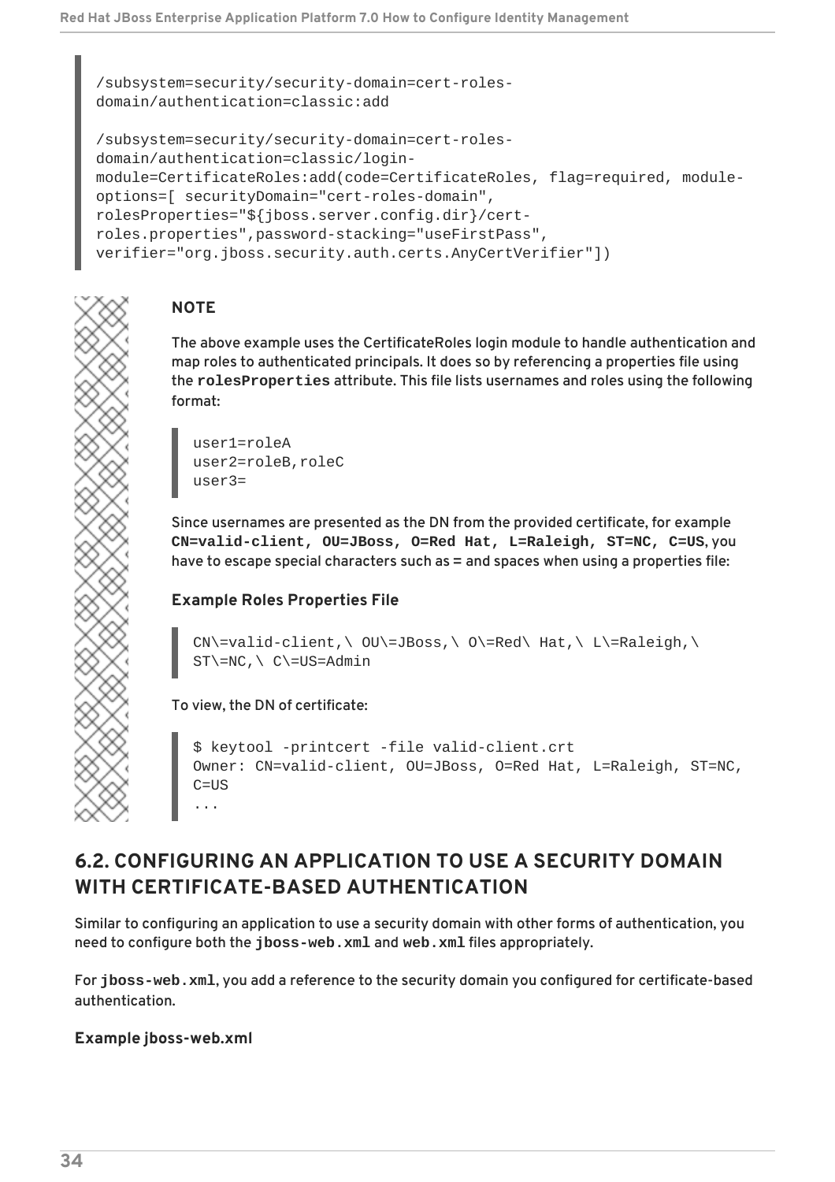```
/subsystem=security/security-domain=cert-roles-
domain/authentication=classic:add

/subsystem=security/security-domain=cert-roles-
domain/authentication=classic/login-
module=CertificateRoles:add(code=CertificateRoles, flag=required, module-
options=[ securityDomain="cert-roles-domain",
rolesProperties="${jboss.server.config.dir}/cert-
roles.properties",password-stacking="useFirstPass",
verifier="org.jboss.security.auth.certs.AnyCertVerifier"])
```

> **NOTE**
>
> The above example uses the CertificateRoles login module to handle authentication and map roles to authenticated principals. It does so by referencing a properties file using the **`rolesProperties`** attribute. This file lists usernames and roles using the following format:
>
> ```
> user1=roleA
> user2=roleB,roleC
> user3=
> ```
>
> Since usernames are presented as the DN from the provided certificate, for example **`CN=valid-client, OU=JBoss, O=Red Hat, L=Raleigh, ST=NC, C=US`**, you have to escape special characters such as = and spaces when using a properties file:
>
> **Example Roles Properties File**
>
> ```
> CN\=valid-client,\ OU\=JBoss,\ O\=Red\ Hat,\ L\=Raleigh,\
> ST\=NC,\ C\=US=Admin
> ```
>
> To view, the DN of certificate:
>
> ```
> $ keytool -printcert -file valid-client.crt
> Owner: CN=valid-client, OU=JBoss, O=Red Hat, L=Raleigh, ST=NC,
> C=US
> ...
> ```

## 6.2. CONFIGURING AN APPLICATION TO USE A SECURITY DOMAIN WITH CERTIFICATE-BASED AUTHENTICATION

Similar to configuring an application to use a security domain with other forms of authentication, you need to configure both the **`jboss-web.xml`** and **`web.xml`** files appropriately.

For **`jboss-web.xml`**, you add a reference to the security domain you configured for certificate-based authentication.

**Example jboss-web.xml**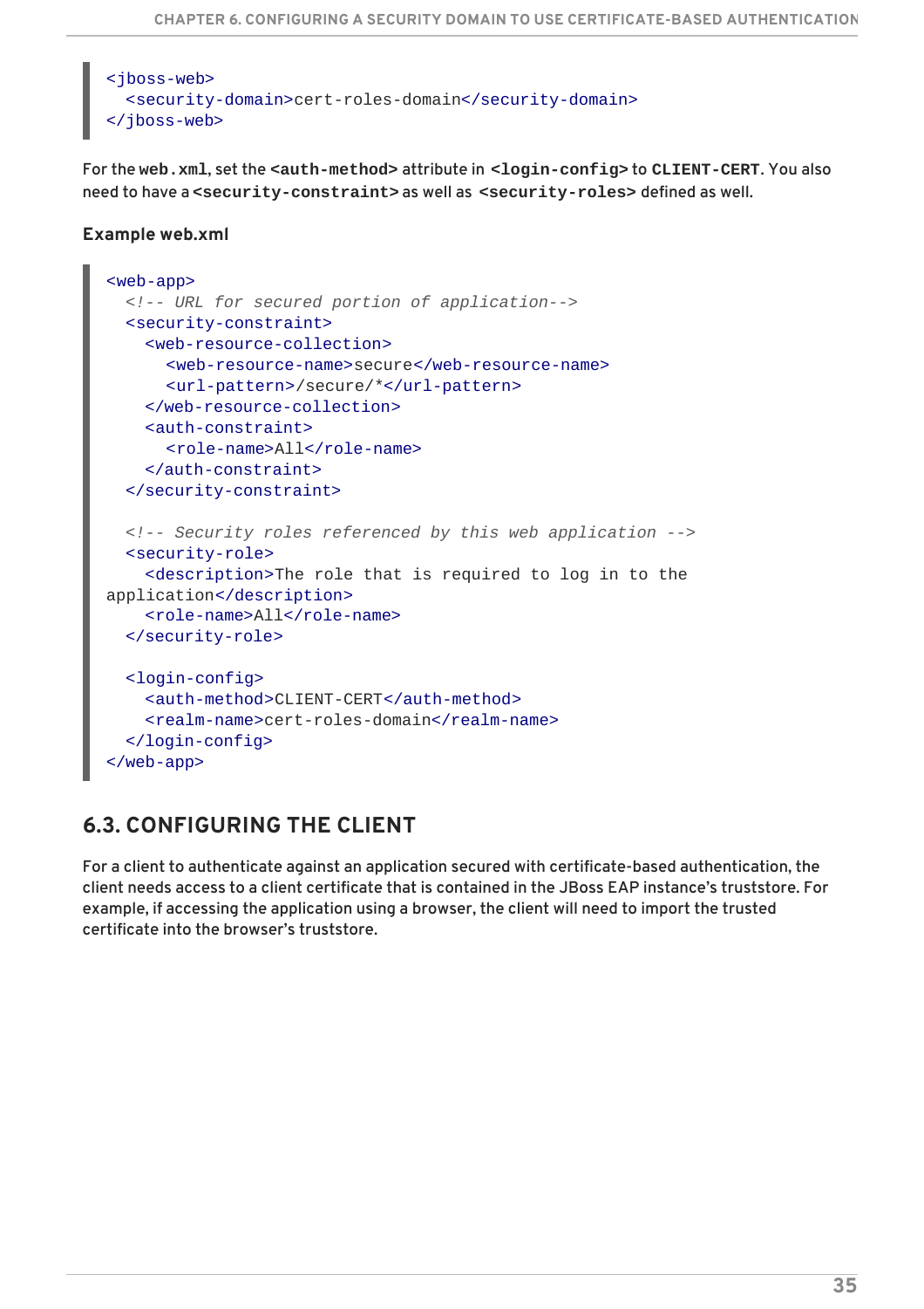```
<jboss-web>
  <security-domain>cert-roles-domain</security-domain>
</jboss-web>
```

For the **web.xml**, set the **<auth-method>** attribute in **<login-config>** to **CLIENT-CERT**. You also need to have a **<security-constraint>** as well as **<security-roles>** defined as well.

**Example web.xml**

```
<web-app>
  <!-- URL for secured portion of application-->
  <security-constraint>
    <web-resource-collection>
      <web-resource-name>secure</web-resource-name>
      <url-pattern>/secure/*</url-pattern>
    </web-resource-collection>
    <auth-constraint>
      <role-name>All</role-name>
    </auth-constraint>
  </security-constraint>

  <!-- Security roles referenced by this web application -->
  <security-role>
    <description>The role that is required to log in to the
application</description>
    <role-name>All</role-name>
  </security-role>

  <login-config>
    <auth-method>CLIENT-CERT</auth-method>
    <realm-name>cert-roles-domain</realm-name>
  </login-config>
</web-app>
```

## 6.3. CONFIGURING THE CLIENT

For a client to authenticate against an application secured with certificate-based authentication, the client needs access to a client certificate that is contained in the JBoss EAP instance's truststore. For example, if accessing the application using a browser, the client will need to import the trusted certificate into the browser's truststore.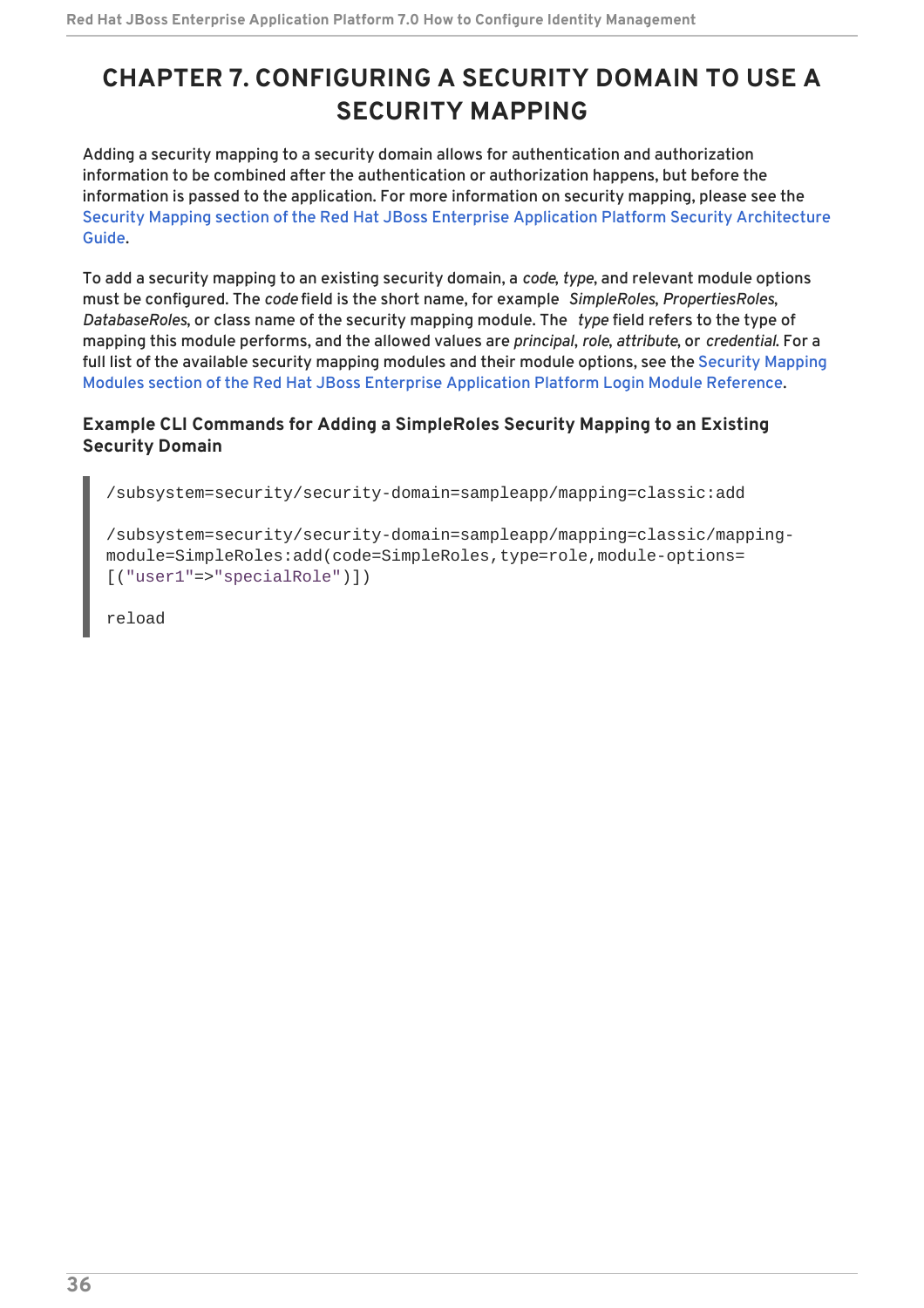# CHAPTER 7. CONFIGURING A SECURITY DOMAIN TO USE A SECURITY MAPPING

Adding a security mapping to a security domain allows for authentication and authorization information to be combined after the authentication or authorization happens, but before the information is passed to the application. For more information on security mapping, please see the Security Mapping section of the Red Hat JBoss Enterprise Application Platform Security Architecture Guide.

To add a security mapping to an existing security domain, a *code*, *type*, and relevant module options must be configured. The *code* field is the short name, for example *SimpleRoles*, *PropertiesRoles*, *DatabaseRoles*, or class name of the security mapping module. The *type* field refers to the type of mapping this module performs, and the allowed values are *principal*, *role*, *attribute*, or *credential*. For a full list of the available security mapping modules and their module options, see the Security Mapping Modules section of the Red Hat JBoss Enterprise Application Platform Login Module Reference.

### Example CLI Commands for Adding a SimpleRoles Security Mapping to an Existing Security Domain

```
/subsystem=security/security-domain=sampleapp/mapping=classic:add

/subsystem=security/security-domain=sampleapp/mapping=classic/mapping-module=SimpleRoles:add(code=SimpleRoles,type=role,module-options=[("user1"=>"specialRole")])

reload
```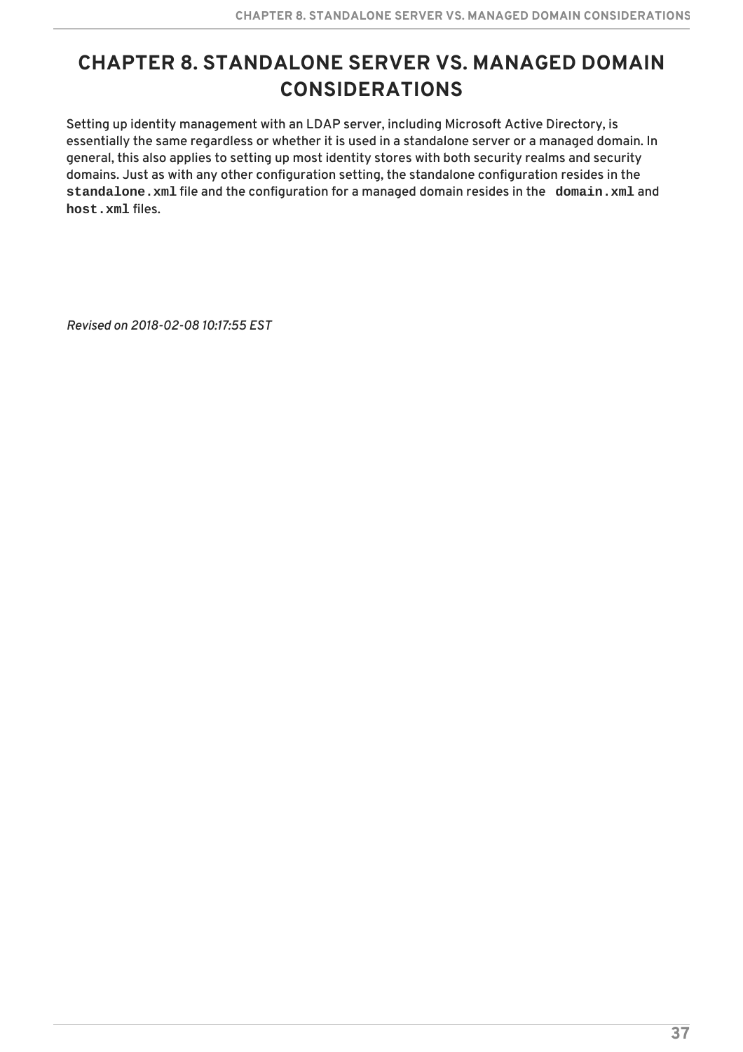# CHAPTER 8. STANDALONE SERVER VS. MANAGED DOMAIN CONSIDERATIONS

Setting up identity management with an LDAP server, including Microsoft Active Directory, is essentially the same regardless or whether it is used in a standalone server or a managed domain. In general, this also applies to setting up most identity stores with both security realms and security domains. Just as with any other configuration setting, the standalone configuration resides in the **`standalone.xml`** file and the configuration for a managed domain resides in the **`domain.xml`** and **`host.xml`** files.

*Revised on 2018-02-08 10:17:55 EST*